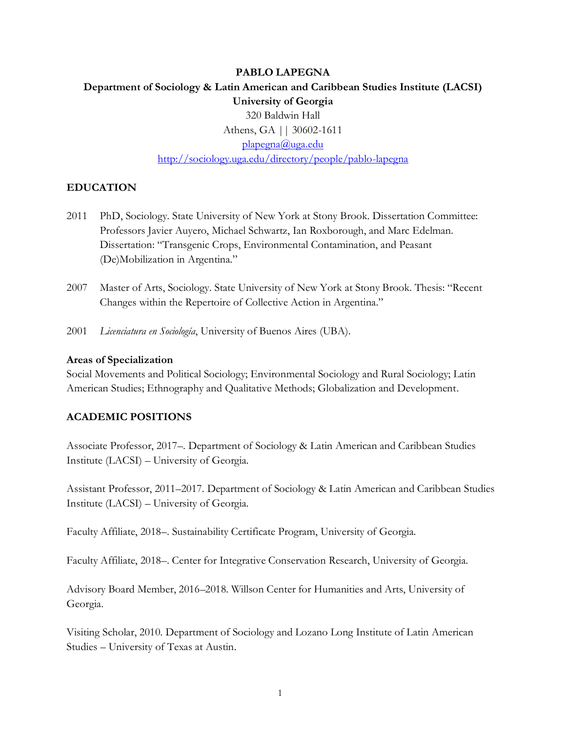# PABLO LAPEGNA

**Department of Sociology & Latin American and Caribbean Studies Institute (LACSI)**
**University of Georgia**
320 Baldwin Hall
Athens, GA || 30602-1611
[plapegna@uga.edu](mailto:plapegna@uga.edu)
[http://sociology.uga.edu/directory/people/pablo-lapegna](http://sociology.uga.edu/directory/people/pablo-lapegna)

## EDUCATION

2011 PhD, Sociology. State University of New York at Stony Brook. Dissertation Committee: Professors Javier Auyero, Michael Schwartz, Ian Roxborough, and Marc Edelman. Dissertation: "Transgenic Crops, Environmental Contamination, and Peasant (De)Mobilization in Argentina."

2007 Master of Arts, Sociology. State University of New York at Stony Brook. Thesis: "Recent Changes within the Repertoire of Collective Action in Argentina."

2001 *Licenciatura en Sociología*, University of Buenos Aires (UBA).

### Areas of Specialization

Social Movements and Political Sociology; Environmental Sociology and Rural Sociology; Latin American Studies; Ethnography and Qualitative Methods; Globalization and Development.

## ACADEMIC POSITIONS

Associate Professor, 2017–. Department of Sociology & Latin American and Caribbean Studies Institute (LACSI) – University of Georgia.

Assistant Professor, 2011–2017. Department of Sociology & Latin American and Caribbean Studies Institute (LACSI) – University of Georgia.

Faculty Affiliate, 2018–. Sustainability Certificate Program, University of Georgia.

Faculty Affiliate, 2018–. Center for Integrative Conservation Research, University of Georgia.

Advisory Board Member, 2016–2018. Willson Center for Humanities and Arts, University of Georgia.

Visiting Scholar, 2010. Department of Sociology and Lozano Long Institute of Latin American Studies – University of Texas at Austin.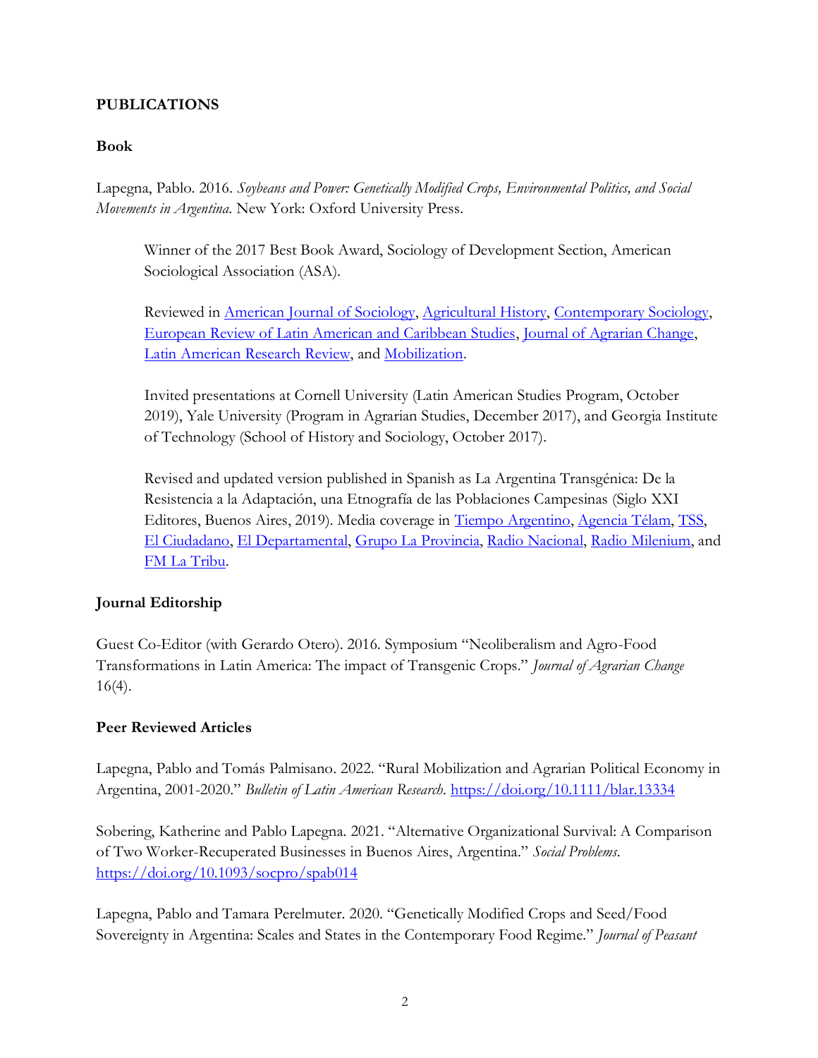## PUBLICATIONS

### Book

Lapegna, Pablo. 2016. *Soybeans and Power: Genetically Modified Crops, Environmental Politics, and Social Movements in Argentina.* New York: Oxford University Press.

> Winner of the 2017 Best Book Award, Sociology of Development Section, American Sociological Association (ASA).
>
> Reviewed in American Journal of Sociology, Agricultural History, Contemporary Sociology, European Review of Latin American and Caribbean Studies, Journal of Agrarian Change, Latin American Research Review, and Mobilization.
>
> Invited presentations at Cornell University (Latin American Studies Program, October 2019), Yale University (Program in Agrarian Studies, December 2017), and Georgia Institute of Technology (School of History and Sociology, October 2017).
>
> Revised and updated version published in Spanish as La Argentina Transgénica: De la Resistencia a la Adaptación, una Etnografía de las Poblaciones Campesinas (Siglo XXI Editores, Buenos Aires, 2019). Media coverage in Tiempo Argentino, Agencia Télam, TSS, El Ciudadano, El Departamental, Grupo La Provincia, Radio Nacional, Radio Milenium, and FM La Tribu.

### Journal Editorship

Guest Co-Editor (with Gerardo Otero). 2016. Symposium "Neoliberalism and Agro-Food Transformations in Latin America: The impact of Transgenic Crops." *Journal of Agrarian Change* 16(4).

### Peer Reviewed Articles

Lapegna, Pablo and Tomás Palmisano. 2022. "Rural Mobilization and Agrarian Political Economy in Argentina, 2001-2020." *Bulletin of Latin American Research*. https://doi.org/10.1111/blar.13334

Sobering, Katherine and Pablo Lapegna. 2021. "Alternative Organizational Survival: A Comparison of Two Worker-Recuperated Businesses in Buenos Aires, Argentina." *Social Problems*. https://doi.org/10.1093/socpro/spab014

Lapegna, Pablo and Tamara Perelmuter. 2020. "Genetically Modified Crops and Seed/Food Sovereignty in Argentina: Scales and States in the Contemporary Food Regime." *Journal of Peasant*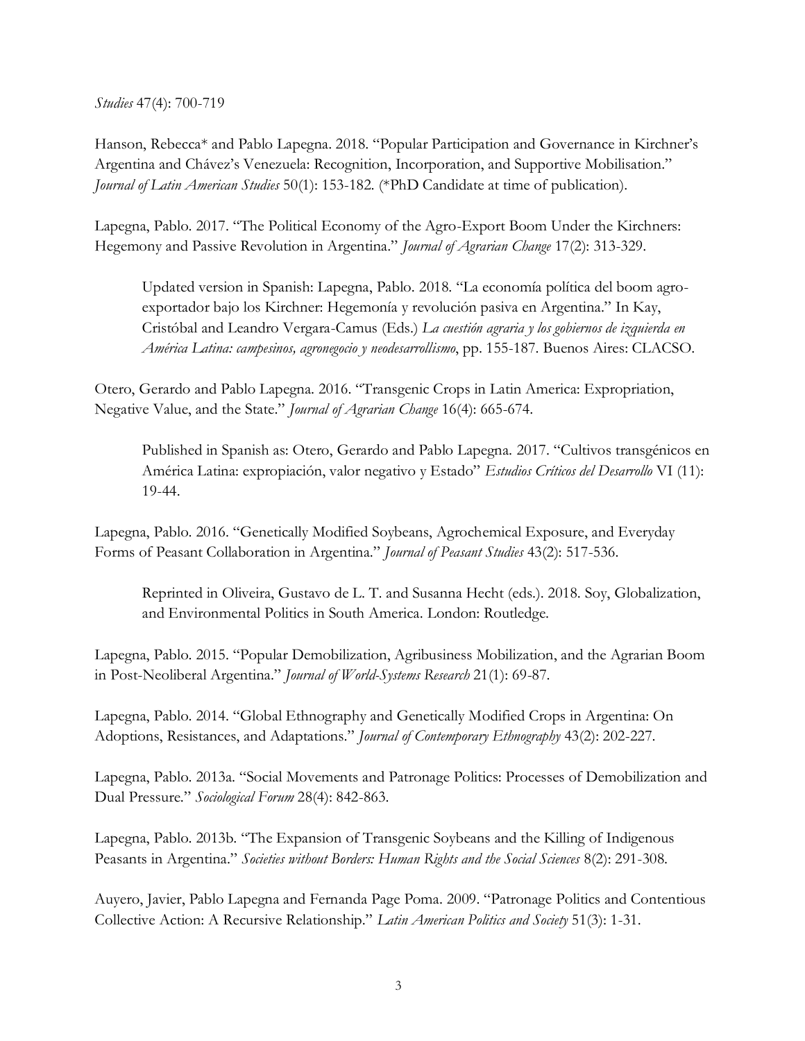*Studies* 47(4): 700-719

Hanson, Rebecca* and Pablo Lapegna. 2018. "Popular Participation and Governance in Kirchner's Argentina and Chávez's Venezuela: Recognition, Incorporation, and Supportive Mobilisation." *Journal of Latin American Studies* 50(1): 153-182. (*PhD Candidate at time of publication).

Lapegna, Pablo. 2017. "The Political Economy of the Agro-Export Boom Under the Kirchners: Hegemony and Passive Revolution in Argentina." *Journal of Agrarian Change* 17(2): 313-329.

> Updated version in Spanish: Lapegna, Pablo. 2018. "La economía política del boom agro-exportador bajo los Kirchner: Hegemonía y revolución pasiva en Argentina." In Kay, Cristóbal and Leandro Vergara-Camus (Eds.) *La cuestión agraria y los gobiernos de izquierda en América Latina: campesinos, agronegocio y neodesarrollismo*, pp. 155-187. Buenos Aires: CLACSO.

Otero, Gerardo and Pablo Lapegna. 2016. "Transgenic Crops in Latin America: Expropriation, Negative Value, and the State." *Journal of Agrarian Change* 16(4): 665-674.

> Published in Spanish as: Otero, Gerardo and Pablo Lapegna. 2017. "Cultivos transgénicos en América Latina: expropiación, valor negativo y Estado" *Estudios Críticos del Desarrollo* VI (11): 19-44.

Lapegna, Pablo. 2016. "Genetically Modified Soybeans, Agrochemical Exposure, and Everyday Forms of Peasant Collaboration in Argentina." *Journal of Peasant Studies* 43(2): 517-536.

> Reprinted in Oliveira, Gustavo de L. T. and Susanna Hecht (eds.). 2018. Soy, Globalization, and Environmental Politics in South America. London: Routledge.

Lapegna, Pablo. 2015. "Popular Demobilization, Agribusiness Mobilization, and the Agrarian Boom in Post-Neoliberal Argentina." *Journal of World-Systems Research* 21(1): 69-87.

Lapegna, Pablo. 2014. "Global Ethnography and Genetically Modified Crops in Argentina: On Adoptions, Resistances, and Adaptations." *Journal of Contemporary Ethnography* 43(2): 202-227.

Lapegna, Pablo. 2013a. "Social Movements and Patronage Politics: Processes of Demobilization and Dual Pressure." *Sociological Forum* 28(4): 842-863.

Lapegna, Pablo. 2013b. "The Expansion of Transgenic Soybeans and the Killing of Indigenous Peasants in Argentina." *Societies without Borders: Human Rights and the Social Sciences* 8(2): 291-308.

Auyero, Javier, Pablo Lapegna and Fernanda Page Poma. 2009. "Patronage Politics and Contentious Collective Action: A Recursive Relationship." *Latin American Politics and Society* 51(3): 1-31.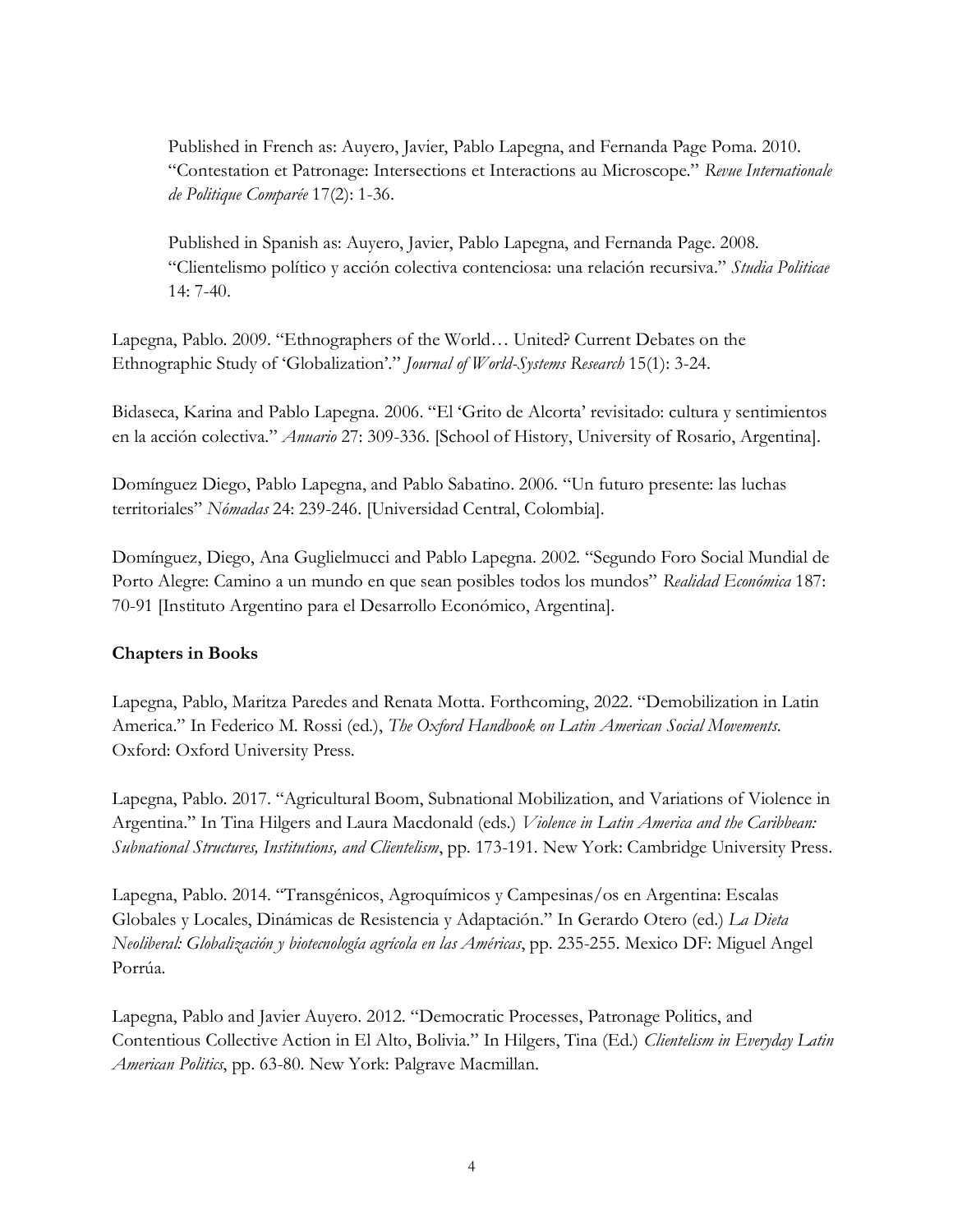Published in French as: Auyero, Javier, Pablo Lapegna, and Fernanda Page Poma. 2010. "Contestation et Patronage: Intersections et Interactions au Microscope." *Revue Internationale de Politique Comparée* 17(2): 1-36.

Published in Spanish as: Auyero, Javier, Pablo Lapegna, and Fernanda Page. 2008. "Clientelismo político y acción colectiva contenciosa: una relación recursiva." *Studia Politicae* 14: 7-40.

Lapegna, Pablo. 2009. "Ethnographers of the World… United? Current Debates on the Ethnographic Study of 'Globalization'." *Journal of World-Systems Research* 15(1): 3-24.

Bidaseca, Karina and Pablo Lapegna. 2006. "El 'Grito de Alcorta' revisitado: cultura y sentimientos en la acción colectiva." *Anuario* 27: 309-336. [School of History, University of Rosario, Argentina].

Domínguez Diego, Pablo Lapegna, and Pablo Sabatino. 2006. "Un futuro presente: las luchas territoriales" *Nómadas* 24: 239-246. [Universidad Central, Colombia].

Domínguez, Diego, Ana Guglielmucci and Pablo Lapegna. 2002. "Segundo Foro Social Mundial de Porto Alegre: Camino a un mundo en que sean posibles todos los mundos" *Realidad Económica* 187: 70-91 [Instituto Argentino para el Desarrollo Económico, Argentina].

**Chapters in Books**

Lapegna, Pablo, Maritza Paredes and Renata Motta. Forthcoming, 2022. "Demobilization in Latin America." In Federico M. Rossi (ed.), *The Oxford Handbook on Latin American Social Movements*. Oxford: Oxford University Press.

Lapegna, Pablo. 2017. "Agricultural Boom, Subnational Mobilization, and Variations of Violence in Argentina." In Tina Hilgers and Laura Macdonald (eds.) *Violence in Latin America and the Caribbean: Subnational Structures, Institutions, and Clientelism*, pp. 173-191. New York: Cambridge University Press.

Lapegna, Pablo. 2014. "Transgénicos, Agroquímicos y Campesinas/os en Argentina: Escalas Globales y Locales, Dinámicas de Resistencia y Adaptación." In Gerardo Otero (ed.) *La Dieta Neoliberal: Globalización y biotecnología agrícola en las Américas*, pp. 235-255. Mexico DF: Miguel Angel Porrúa.

Lapegna, Pablo and Javier Auyero. 2012. "Democratic Processes, Patronage Politics, and Contentious Collective Action in El Alto, Bolivia." In Hilgers, Tina (Ed.) *Clientelism in Everyday Latin American Politics*, pp. 63-80. New York: Palgrave Macmillan.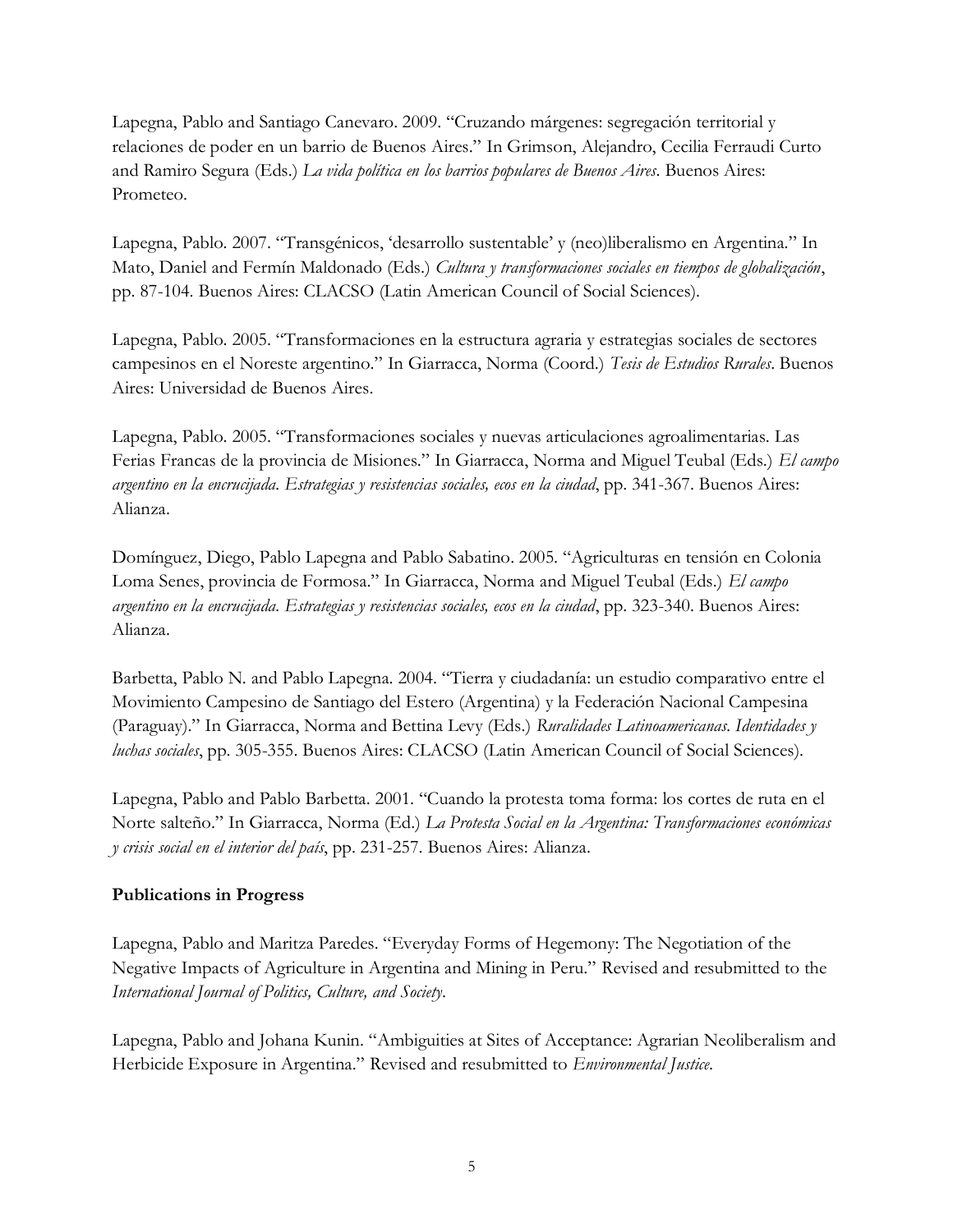Lapegna, Pablo and Santiago Canevaro. 2009. "Cruzando márgenes: segregación territorial y relaciones de poder en un barrio de Buenos Aires." In Grimson, Alejandro, Cecilia Ferraudi Curto and Ramiro Segura (Eds.) *La vida política en los barrios populares de Buenos Aires*. Buenos Aires: Prometeo.

Lapegna, Pablo. 2007. "Transgénicos, 'desarrollo sustentable' y (neo)liberalismo en Argentina." In Mato, Daniel and Fermín Maldonado (Eds.) *Cultura y transformaciones sociales en tiempos de globalización*, pp. 87-104. Buenos Aires: CLACSO (Latin American Council of Social Sciences).

Lapegna, Pablo. 2005. "Transformaciones en la estructura agraria y estrategias sociales de sectores campesinos en el Noreste argentino." In Giarracca, Norma (Coord.) *Tesis de Estudios Rurales*. Buenos Aires: Universidad de Buenos Aires.

Lapegna, Pablo. 2005. "Transformaciones sociales y nuevas articulaciones agroalimentarias. Las Ferias Francas de la provincia de Misiones." In Giarracca, Norma and Miguel Teubal (Eds.) *El campo argentino en la encrucijada. Estrategias y resistencias sociales, ecos en la ciudad*, pp. 341-367. Buenos Aires: Alianza.

Domínguez, Diego, Pablo Lapegna and Pablo Sabatino. 2005. "Agriculturas en tensión en Colonia Loma Senes, provincia de Formosa." In Giarracca, Norma and Miguel Teubal (Eds.) *El campo argentino en la encrucijada. Estrategias y resistencias sociales, ecos en la ciudad*, pp. 323-340. Buenos Aires: Alianza.

Barbetta, Pablo N. and Pablo Lapegna. 2004. "Tierra y ciudadanía: un estudio comparativo entre el Movimiento Campesino de Santiago del Estero (Argentina) y la Federación Nacional Campesina (Paraguay)." In Giarracca, Norma and Bettina Levy (Eds.) *Ruralidades Latinoamericanas. Identidades y luchas sociales*, pp. 305-355. Buenos Aires: CLACSO (Latin American Council of Social Sciences).

Lapegna, Pablo and Pablo Barbetta. 2001. "Cuando la protesta toma forma: los cortes de ruta en el Norte salteño." In Giarracca, Norma (Ed.) *La Protesta Social en la Argentina: Transformaciones económicas y crisis social en el interior del país*, pp. 231-257. Buenos Aires: Alianza.

**Publications in Progress**

Lapegna, Pablo and Maritza Paredes. "Everyday Forms of Hegemony: The Negotiation of the Negative Impacts of Agriculture in Argentina and Mining in Peru." Revised and resubmitted to the *International Journal of Politics, Culture, and Society*.

Lapegna, Pablo and Johana Kunin. "Ambiguities at Sites of Acceptance: Agrarian Neoliberalism and Herbicide Exposure in Argentina." Revised and resubmitted to *Environmental Justice*.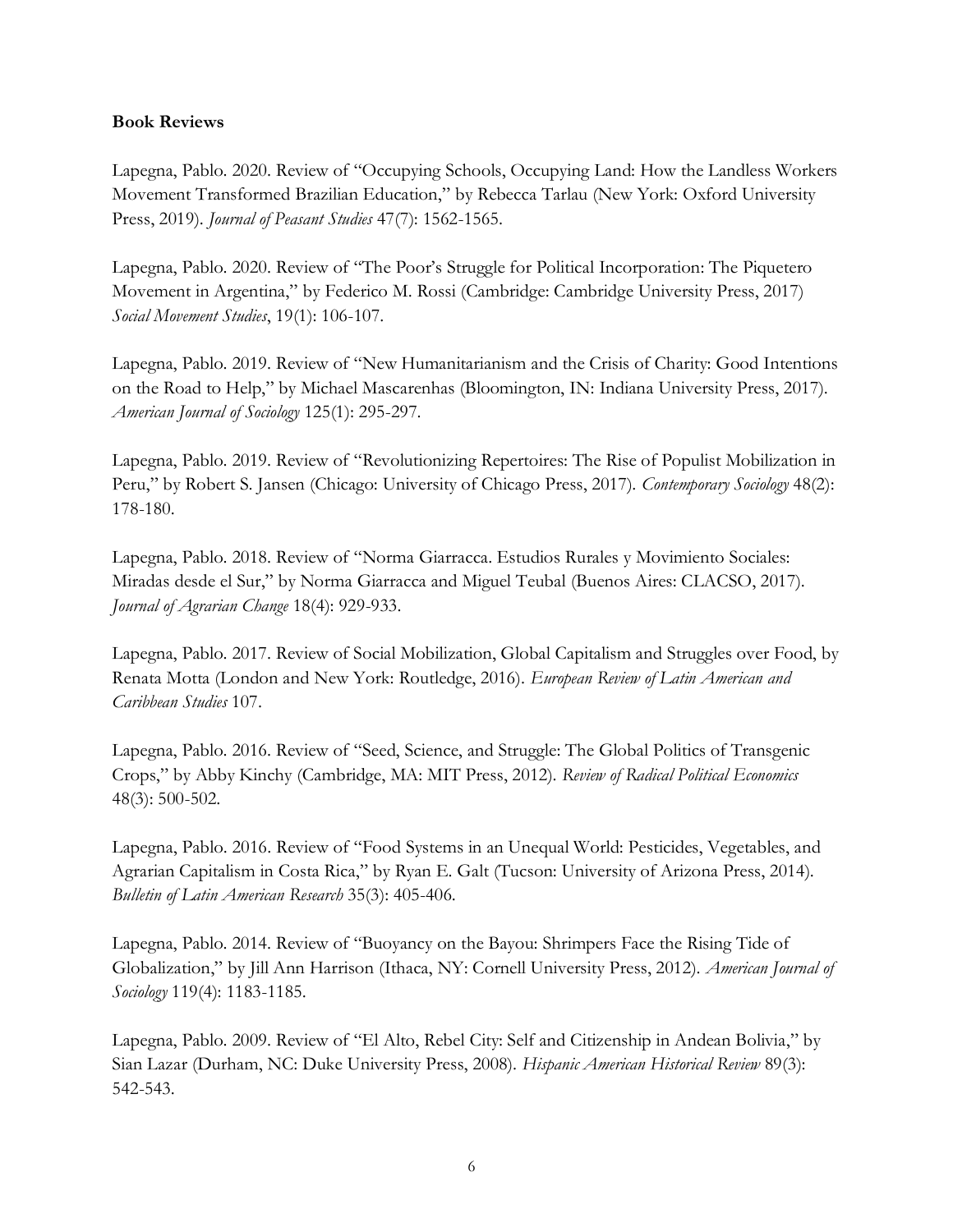**Book Reviews**

Lapegna, Pablo. 2020. Review of "Occupying Schools, Occupying Land: How the Landless Workers Movement Transformed Brazilian Education," by Rebecca Tarlau (New York: Oxford University Press, 2019). *Journal of Peasant Studies* 47(7): 1562-1565.

Lapegna, Pablo. 2020. Review of "The Poor's Struggle for Political Incorporation: The Piquetero Movement in Argentina," by Federico M. Rossi (Cambridge: Cambridge University Press, 2017) *Social Movement Studies*, 19(1): 106-107.

Lapegna, Pablo. 2019. Review of "New Humanitarianism and the Crisis of Charity: Good Intentions on the Road to Help," by Michael Mascarenhas (Bloomington, IN: Indiana University Press, 2017). *American Journal of Sociology* 125(1): 295-297.

Lapegna, Pablo. 2019. Review of "Revolutionizing Repertoires: The Rise of Populist Mobilization in Peru," by Robert S. Jansen (Chicago: University of Chicago Press, 2017). *Contemporary Sociology* 48(2): 178-180.

Lapegna, Pablo. 2018. Review of "Norma Giarracca. Estudios Rurales y Movimiento Sociales: Miradas desde el Sur," by Norma Giarracca and Miguel Teubal (Buenos Aires: CLACSO, 2017). *Journal of Agrarian Change* 18(4): 929-933.

Lapegna, Pablo. 2017. Review of Social Mobilization, Global Capitalism and Struggles over Food, by Renata Motta (London and New York: Routledge, 2016). *European Review of Latin American and Caribbean Studies* 107.

Lapegna, Pablo. 2016. Review of "Seed, Science, and Struggle: The Global Politics of Transgenic Crops," by Abby Kinchy (Cambridge, MA: MIT Press, 2012). *Review of Radical Political Economics* 48(3): 500-502.

Lapegna, Pablo. 2016. Review of "Food Systems in an Unequal World: Pesticides, Vegetables, and Agrarian Capitalism in Costa Rica," by Ryan E. Galt (Tucson: University of Arizona Press, 2014). *Bulletin of Latin American Research* 35(3): 405-406.

Lapegna, Pablo. 2014. Review of "Buoyancy on the Bayou: Shrimpers Face the Rising Tide of Globalization," by Jill Ann Harrison (Ithaca, NY: Cornell University Press, 2012). *American Journal of Sociology* 119(4): 1183-1185.

Lapegna, Pablo. 2009. Review of "El Alto, Rebel City: Self and Citizenship in Andean Bolivia," by Sian Lazar (Durham, NC: Duke University Press, 2008). *Hispanic American Historical Review* 89(3): 542-543.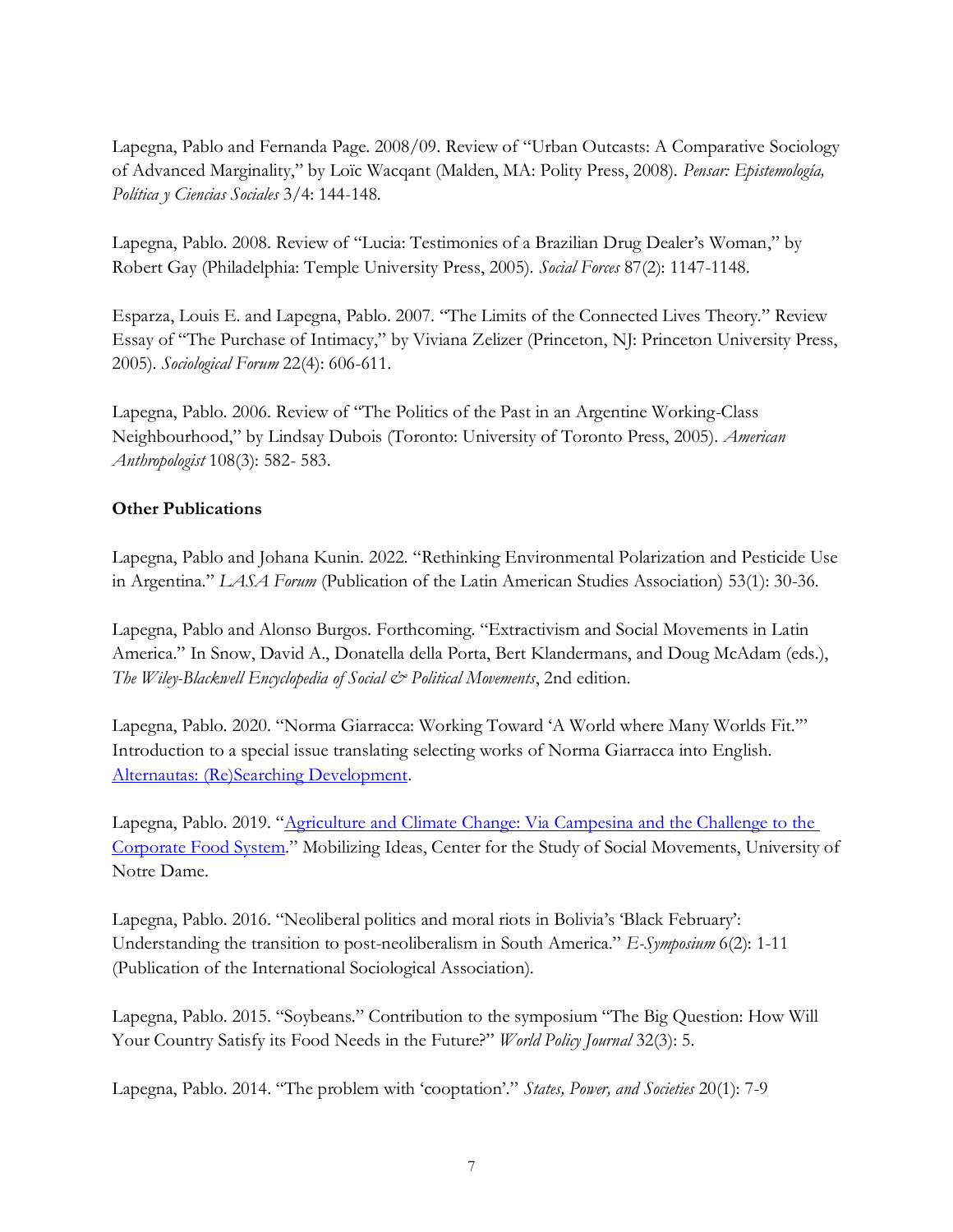Lapegna, Pablo and Fernanda Page. 2008/09. Review of "Urban Outcasts: A Comparative Sociology of Advanced Marginality," by Loïc Wacqant (Malden, MA: Polity Press, 2008). *Pensar: Epistemología, Política y Ciencias Sociales* 3/4: 144-148.

Lapegna, Pablo. 2008. Review of "Lucia: Testimonies of a Brazilian Drug Dealer's Woman," by Robert Gay (Philadelphia: Temple University Press, 2005). *Social Forces* 87(2): 1147-1148.

Esparza, Louis E. and Lapegna, Pablo. 2007. "The Limits of the Connected Lives Theory." Review Essay of "The Purchase of Intimacy," by Viviana Zelizer (Princeton, NJ: Princeton University Press, 2005). *Sociological Forum* 22(4): 606-611.

Lapegna, Pablo. 2006. Review of "The Politics of the Past in an Argentine Working-Class Neighbourhood," by Lindsay Dubois (Toronto: University of Toronto Press, 2005). *American Anthropologist* 108(3): 582- 583.

**Other Publications**

Lapegna, Pablo and Johana Kunin. 2022. "Rethinking Environmental Polarization and Pesticide Use in Argentina." *LASA Forum* (Publication of the Latin American Studies Association) 53(1): 30-36.

Lapegna, Pablo and Alonso Burgos. Forthcoming. "Extractivism and Social Movements in Latin America." In Snow, David A., Donatella della Porta, Bert Klandermans, and Doug McAdam (eds.), *The Wiley-Blackwell Encyclopedia of Social & Political Movements*, 2nd edition.

Lapegna, Pablo. 2020. "Norma Giarracca: Working Toward 'A World where Many Worlds Fit.'" Introduction to a special issue translating selecting works of Norma Giarracca into English. Alternautas: (Re)Searching Development.

Lapegna, Pablo. 2019. "Agriculture and Climate Change: Via Campesina and the Challenge to the Corporate Food System." Mobilizing Ideas, Center for the Study of Social Movements, University of Notre Dame.

Lapegna, Pablo. 2016. "Neoliberal politics and moral riots in Bolivia's 'Black February': Understanding the transition to post-neoliberalism in South America." *E-Symposium* 6(2): 1-11 (Publication of the International Sociological Association).

Lapegna, Pablo. 2015. "Soybeans." Contribution to the symposium "The Big Question: How Will Your Country Satisfy its Food Needs in the Future?" *World Policy Journal* 32(3): 5.

Lapegna, Pablo. 2014. "The problem with 'cooptation'." *States, Power, and Societies* 20(1): 7-9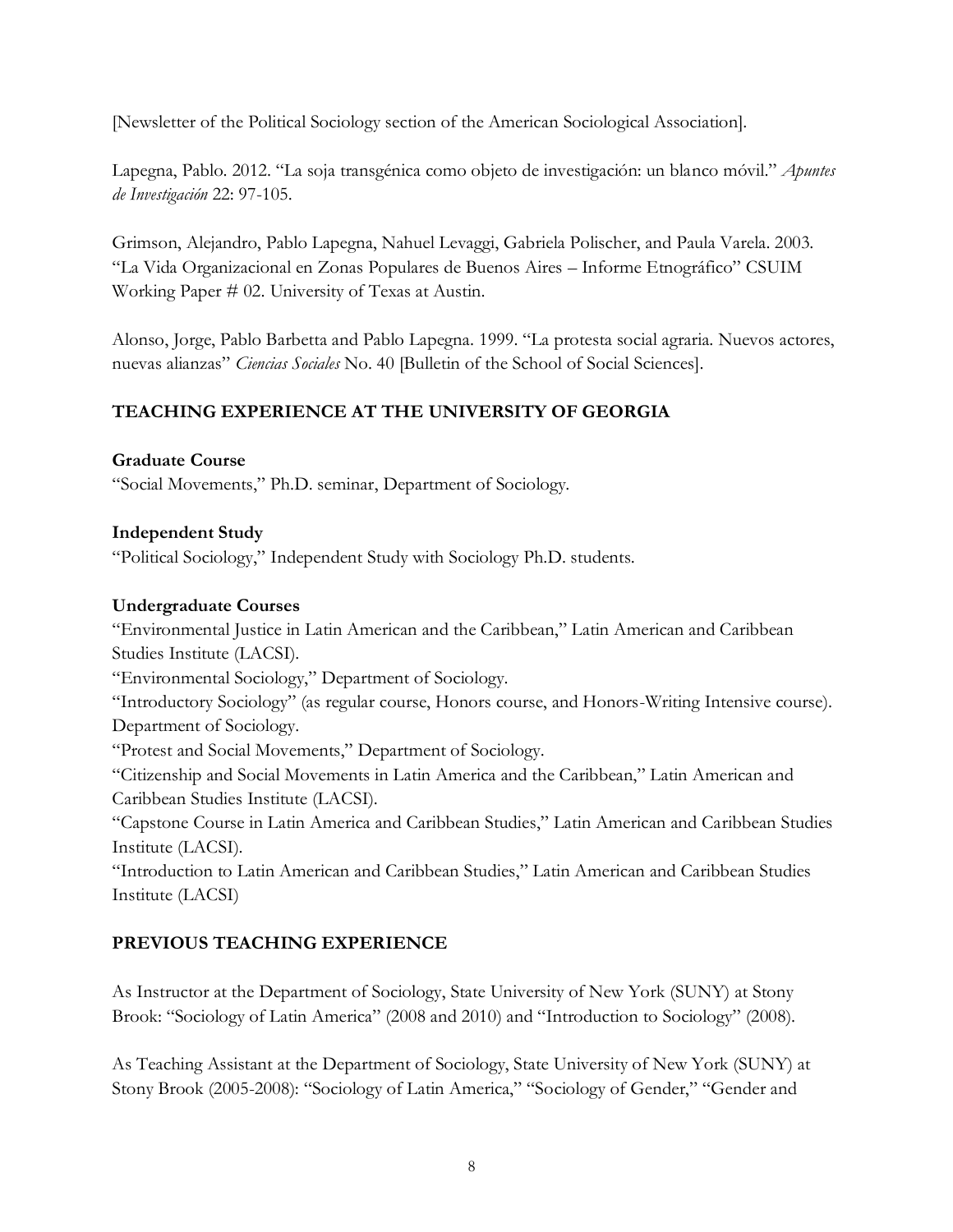[Newsletter of the Political Sociology section of the American Sociological Association].

Lapegna, Pablo. 2012. "La soja transgénica como objeto de investigación: un blanco móvil." *Apuntes de Investigación* 22: 97-105.

Grimson, Alejandro, Pablo Lapegna, Nahuel Levaggi, Gabriela Polischer, and Paula Varela. 2003. "La Vida Organizacional en Zonas Populares de Buenos Aires – Informe Etnográfico" CSUIM Working Paper # 02. University of Texas at Austin.

Alonso, Jorge, Pablo Barbetta and Pablo Lapegna. 1999. "La protesta social agraria. Nuevos actores, nuevas alianzas" *Ciencias Sociales* No. 40 [Bulletin of the School of Social Sciences].

## TEACHING EXPERIENCE AT THE UNIVERSITY OF GEORGIA

**Graduate Course**
"Social Movements," Ph.D. seminar, Department of Sociology.

**Independent Study**
"Political Sociology," Independent Study with Sociology Ph.D. students.

**Undergraduate Courses**
"Environmental Justice in Latin American and the Caribbean," Latin American and Caribbean Studies Institute (LACSI).
"Environmental Sociology," Department of Sociology.
"Introductory Sociology" (as regular course, Honors course, and Honors-Writing Intensive course). Department of Sociology.
"Protest and Social Movements," Department of Sociology.
"Citizenship and Social Movements in Latin America and the Caribbean," Latin American and Caribbean Studies Institute (LACSI).
"Capstone Course in Latin America and Caribbean Studies," Latin American and Caribbean Studies Institute (LACSI).
"Introduction to Latin American and Caribbean Studies," Latin American and Caribbean Studies Institute (LACSI)

## PREVIOUS TEACHING EXPERIENCE

As Instructor at the Department of Sociology, State University of New York (SUNY) at Stony Brook: "Sociology of Latin America" (2008 and 2010) and "Introduction to Sociology" (2008).

As Teaching Assistant at the Department of Sociology, State University of New York (SUNY) at Stony Brook (2005-2008): "Sociology of Latin America," "Sociology of Gender," "Gender and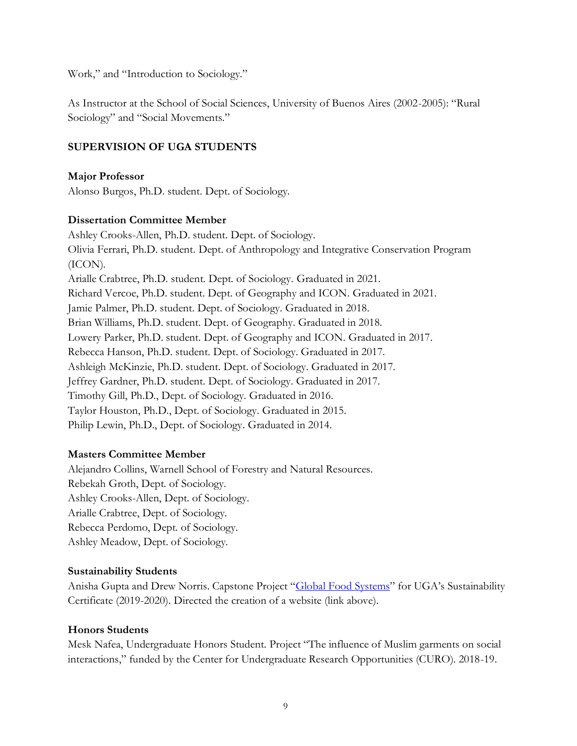Work," and "Introduction to Sociology."

As Instructor at the School of Social Sciences, University of Buenos Aires (2002-2005): "Rural Sociology" and "Social Movements."

## SUPERVISION OF UGA STUDENTS

### Major Professor

Alonso Burgos, Ph.D. student. Dept. of Sociology.

### Dissertation Committee Member

Ashley Crooks-Allen, Ph.D. student. Dept. of Sociology.
Olivia Ferrari, Ph.D. student. Dept. of Anthropology and Integrative Conservation Program (ICON).
Arialle Crabtree, Ph.D. student. Dept. of Sociology. Graduated in 2021.
Richard Vercoe, Ph.D. student. Dept. of Geography and ICON. Graduated in 2021.
Jamie Palmer, Ph.D. student. Dept. of Sociology. Graduated in 2018.
Brian Williams, Ph.D. student. Dept. of Geography. Graduated in 2018.
Lowery Parker, Ph.D. student. Dept. of Geography and ICON. Graduated in 2017.
Rebecca Hanson, Ph.D. student. Dept. of Sociology. Graduated in 2017.
Ashleigh McKinzie, Ph.D. student. Dept. of Sociology. Graduated in 2017.
Jeffrey Gardner, Ph.D. student. Dept. of Sociology. Graduated in 2017.
Timothy Gill, Ph.D., Dept. of Sociology. Graduated in 2016.
Taylor Houston, Ph.D., Dept. of Sociology. Graduated in 2015.
Philip Lewin, Ph.D., Dept. of Sociology. Graduated in 2014.

### Masters Committee Member

Alejandro Collins, Warnell School of Forestry and Natural Resources.
Rebekah Groth, Dept. of Sociology.
Ashley Crooks-Allen, Dept. of Sociology.
Arialle Crabtree, Dept. of Sociology.
Rebecca Perdomo, Dept. of Sociology.
Ashley Meadow, Dept. of Sociology.

### Sustainability Students

Anisha Gupta and Drew Norris. Capstone Project "Global Food Systems" for UGA's Sustainability Certificate (2019-2020). Directed the creation of a website (link above).

### Honors Students

Mesk Nafea, Undergraduate Honors Student. Project "The influence of Muslim garments on social interactions," funded by the Center for Undergraduate Research Opportunities (CURO). 2018-19.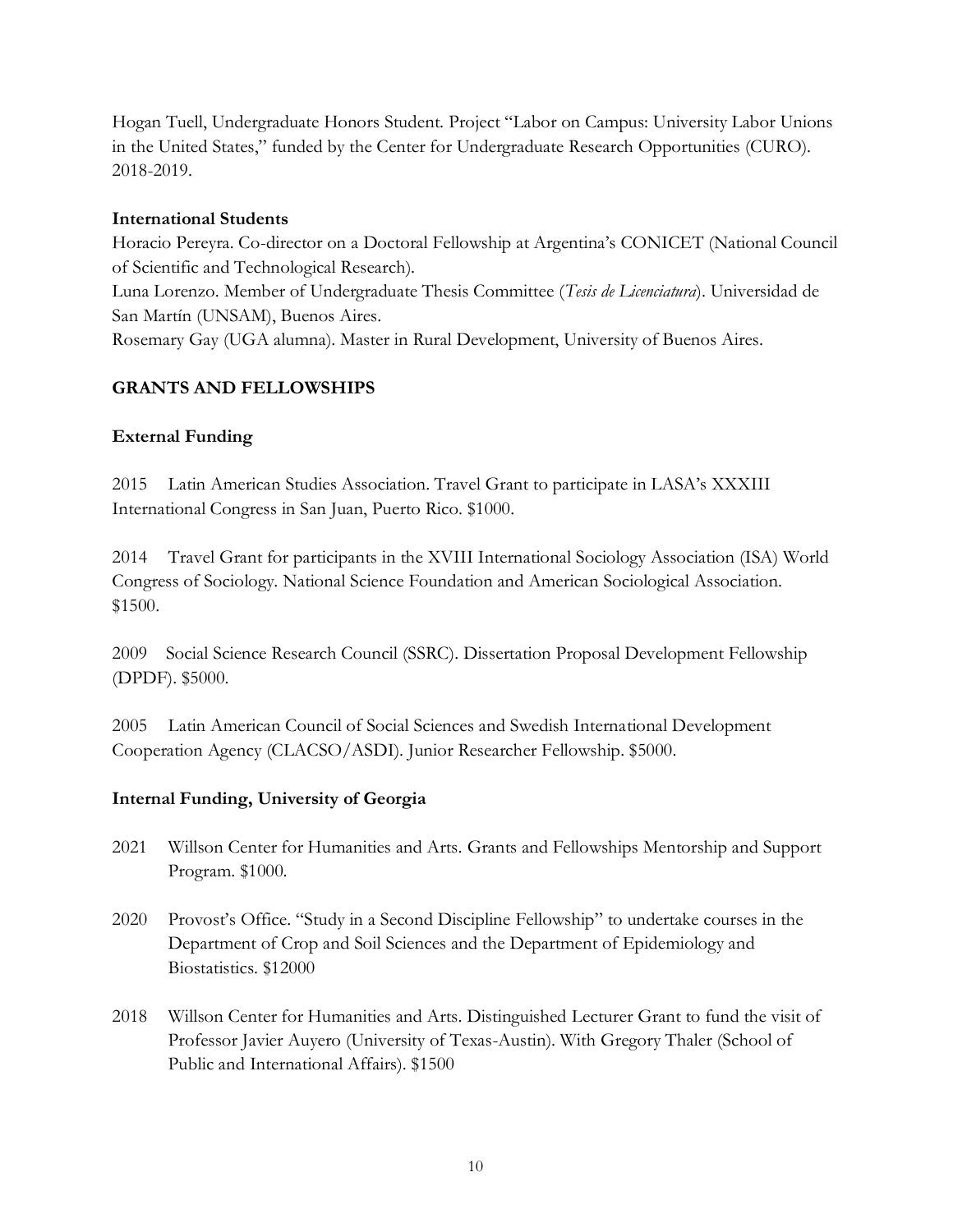Hogan Tuell, Undergraduate Honors Student. Project "Labor on Campus: University Labor Unions in the United States," funded by the Center for Undergraduate Research Opportunities (CURO). 2018-2019.

**International Students**

Horacio Pereyra. Co-director on a Doctoral Fellowship at Argentina's CONICET (National Council of Scientific and Technological Research).
Luna Lorenzo. Member of Undergraduate Thesis Committee (*Tesis de Licenciatura*). Universidad de San Martín (UNSAM), Buenos Aires.
Rosemary Gay (UGA alumna). Master in Rural Development, University of Buenos Aires.

## GRANTS AND FELLOWSHIPS

### External Funding

2015 Latin American Studies Association. Travel Grant to participate in LASA's XXXIII International Congress in San Juan, Puerto Rico. $1000.

2014 Travel Grant for participants in the XVIII International Sociology Association (ISA) World Congress of Sociology. National Science Foundation and American Sociological Association. $1500.

2009 Social Science Research Council (SSRC). Dissertation Proposal Development Fellowship (DPDF). $5000.

2005 Latin American Council of Social Sciences and Swedish International Development Cooperation Agency (CLACSO/ASDI). Junior Researcher Fellowship. $5000.

### Internal Funding, University of Georgia

2021 Willson Center for Humanities and Arts. Grants and Fellowships Mentorship and Support Program. $1000.

2020 Provost's Office. "Study in a Second Discipline Fellowship" to undertake courses in the Department of Crop and Soil Sciences and the Department of Epidemiology and Biostatistics. $12000

2018 Willson Center for Humanities and Arts. Distinguished Lecturer Grant to fund the visit of Professor Javier Auyero (University of Texas-Austin). With Gregory Thaler (School of Public and International Affairs). $1500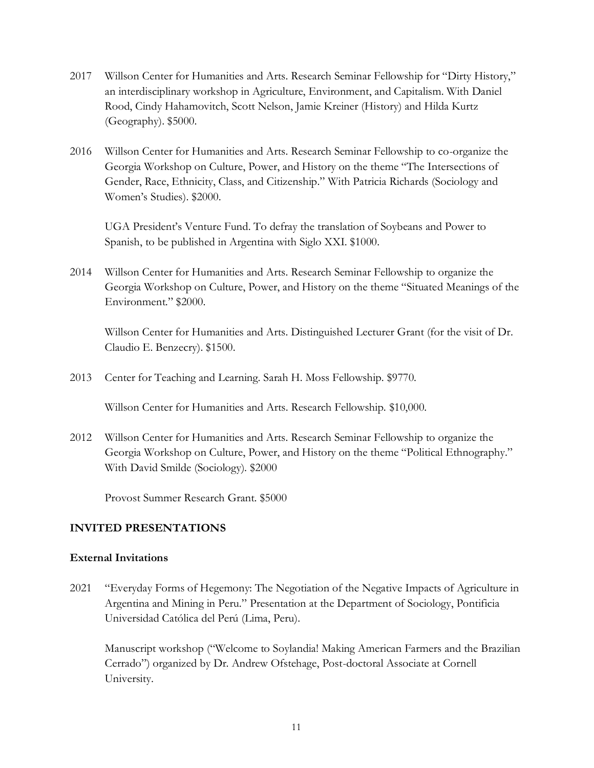2017 Willson Center for Humanities and Arts. Research Seminar Fellowship for "Dirty History," an interdisciplinary workshop in Agriculture, Environment, and Capitalism. With Daniel Rood, Cindy Hahamovitch, Scott Nelson, Jamie Kreiner (History) and Hilda Kurtz (Geography). $5000.

2016 Willson Center for Humanities and Arts. Research Seminar Fellowship to co-organize the Georgia Workshop on Culture, Power, and History on the theme "The Intersections of Gender, Race, Ethnicity, Class, and Citizenship." With Patricia Richards (Sociology and Women's Studies). $2000.

UGA President's Venture Fund. To defray the translation of Soybeans and Power to Spanish, to be published in Argentina with Siglo XXI. $1000.

2014 Willson Center for Humanities and Arts. Research Seminar Fellowship to organize the Georgia Workshop on Culture, Power, and History on the theme "Situated Meanings of the Environment." $2000.

Willson Center for Humanities and Arts. Distinguished Lecturer Grant (for the visit of Dr. Claudio E. Benzecry). $1500.

2013 Center for Teaching and Learning. Sarah H. Moss Fellowship. $9770.

Willson Center for Humanities and Arts. Research Fellowship. $10,000.

2012 Willson Center for Humanities and Arts. Research Seminar Fellowship to organize the Georgia Workshop on Culture, Power, and History on the theme "Political Ethnography." With David Smilde (Sociology). $2000

Provost Summer Research Grant. $5000

## INVITED PRESENTATIONS

### External Invitations

2021 "Everyday Forms of Hegemony: The Negotiation of the Negative Impacts of Agriculture in Argentina and Mining in Peru." Presentation at the Department of Sociology, Pontificia Universidad Católica del Perú (Lima, Peru).

Manuscript workshop ("Welcome to Soylandia! Making American Farmers and the Brazilian Cerrado") organized by Dr. Andrew Ofstehage, Post-doctoral Associate at Cornell University.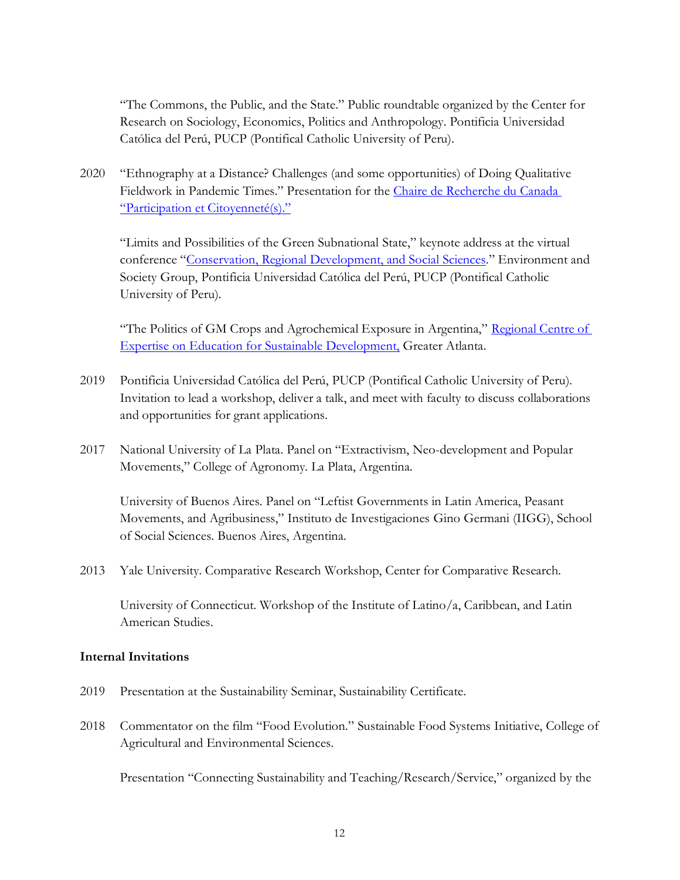"The Commons, the Public, and the State." Public roundtable organized by the Center for Research on Sociology, Economics, Politics and Anthropology. Pontificia Universidad Católica del Perú, PUCP (Pontifical Catholic University of Peru).

2020 "Ethnography at a Distance? Challenges (and some opportunities) of Doing Qualitative Fieldwork in Pandemic Times." Presentation for the Chaire de Recherche du Canada "Participation et Citoyenneté(s)."

"Limits and Possibilities of the Green Subnational State," keynote address at the virtual conference "Conservation, Regional Development, and Social Sciences." Environment and Society Group, Pontificia Universidad Católica del Perú, PUCP (Pontifical Catholic University of Peru).

"The Politics of GM Crops and Agrochemical Exposure in Argentina," Regional Centre of Expertise on Education for Sustainable Development, Greater Atlanta.

2019 Pontificia Universidad Católica del Perú, PUCP (Pontifical Catholic University of Peru). Invitation to lead a workshop, deliver a talk, and meet with faculty to discuss collaborations and opportunities for grant applications.

2017 National University of La Plata. Panel on "Extractivism, Neo-development and Popular Movements," College of Agronomy. La Plata, Argentina.

University of Buenos Aires. Panel on "Leftist Governments in Latin America, Peasant Movements, and Agribusiness," Instituto de Investigaciones Gino Germani (IIGG), School of Social Sciences. Buenos Aires, Argentina.

2013 Yale University. Comparative Research Workshop, Center for Comparative Research.

University of Connecticut. Workshop of the Institute of Latino/a, Caribbean, and Latin American Studies.

**Internal Invitations**

2019 Presentation at the Sustainability Seminar, Sustainability Certificate.

2018 Commentator on the film "Food Evolution." Sustainable Food Systems Initiative, College of Agricultural and Environmental Sciences.

Presentation "Connecting Sustainability and Teaching/Research/Service," organized by the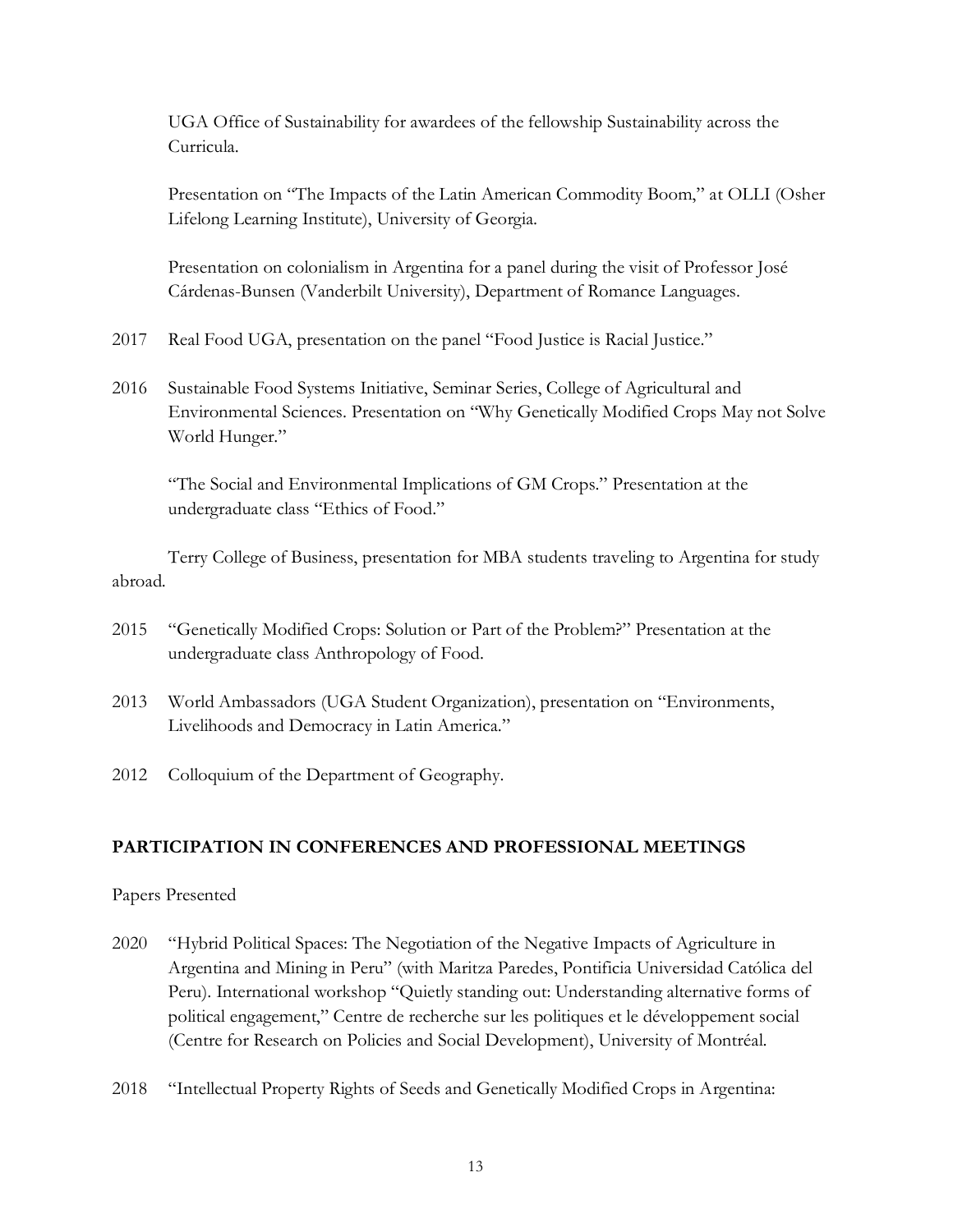UGA Office of Sustainability for awardees of the fellowship Sustainability across the Curricula.

Presentation on "The Impacts of the Latin American Commodity Boom," at OLLI (Osher Lifelong Learning Institute), University of Georgia.

Presentation on colonialism in Argentina for a panel during the visit of Professor José Cárdenas-Bunsen (Vanderbilt University), Department of Romance Languages.

2017 Real Food UGA, presentation on the panel "Food Justice is Racial Justice."

2016 Sustainable Food Systems Initiative, Seminar Series, College of Agricultural and Environmental Sciences. Presentation on "Why Genetically Modified Crops May not Solve World Hunger."

"The Social and Environmental Implications of GM Crops." Presentation at the undergraduate class "Ethics of Food."

Terry College of Business, presentation for MBA students traveling to Argentina for study abroad.

2015 "Genetically Modified Crops: Solution or Part of the Problem?" Presentation at the undergraduate class Anthropology of Food.

2013 World Ambassadors (UGA Student Organization), presentation on "Environments, Livelihoods and Democracy in Latin America."

2012 Colloquium of the Department of Geography.

## PARTICIPATION IN CONFERENCES AND PROFESSIONAL MEETINGS

Papers Presented

2020 "Hybrid Political Spaces: The Negotiation of the Negative Impacts of Agriculture in Argentina and Mining in Peru" (with Maritza Paredes, Pontificia Universidad Católica del Peru). International workshop "Quietly standing out: Understanding alternative forms of political engagement," Centre de recherche sur les politiques et le développement social (Centre for Research on Policies and Social Development), University of Montréal.

2018 "Intellectual Property Rights of Seeds and Genetically Modified Crops in Argentina: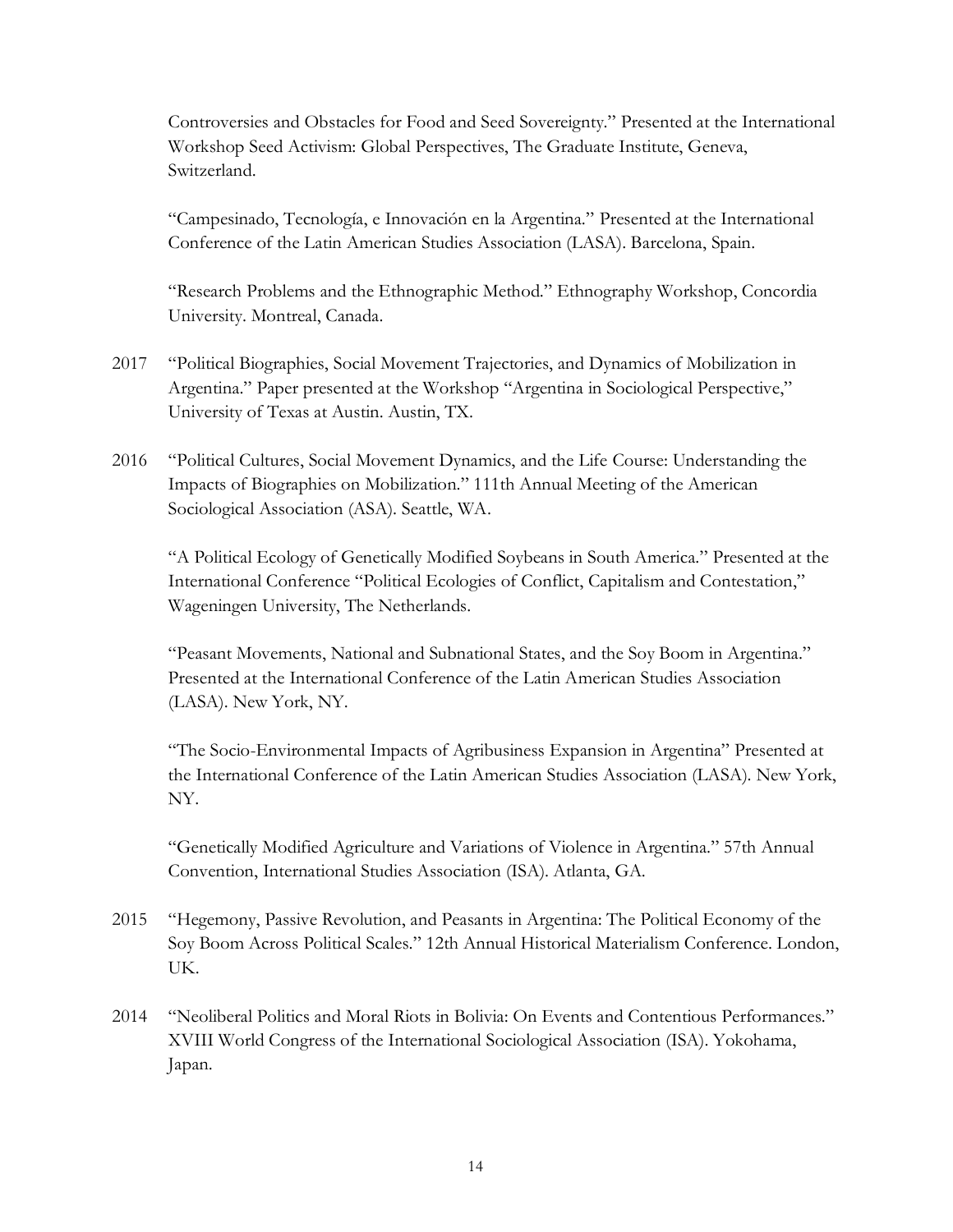Controversies and Obstacles for Food and Seed Sovereignty." Presented at the International Workshop Seed Activism: Global Perspectives, The Graduate Institute, Geneva, Switzerland.

"Campesinado, Tecnología, e Innovación en la Argentina." Presented at the International Conference of the Latin American Studies Association (LASA). Barcelona, Spain.

"Research Problems and the Ethnographic Method." Ethnography Workshop, Concordia University. Montreal, Canada.

2017 "Political Biographies, Social Movement Trajectories, and Dynamics of Mobilization in Argentina." Paper presented at the Workshop "Argentina in Sociological Perspective," University of Texas at Austin. Austin, TX.

2016 "Political Cultures, Social Movement Dynamics, and the Life Course: Understanding the Impacts of Biographies on Mobilization." 111th Annual Meeting of the American Sociological Association (ASA). Seattle, WA.

"A Political Ecology of Genetically Modified Soybeans in South America." Presented at the International Conference "Political Ecologies of Conflict, Capitalism and Contestation," Wageningen University, The Netherlands.

"Peasant Movements, National and Subnational States, and the Soy Boom in Argentina." Presented at the International Conference of the Latin American Studies Association (LASA). New York, NY.

"The Socio-Environmental Impacts of Agribusiness Expansion in Argentina" Presented at the International Conference of the Latin American Studies Association (LASA). New York, NY.

"Genetically Modified Agriculture and Variations of Violence in Argentina." 57th Annual Convention, International Studies Association (ISA). Atlanta, GA.

2015 "Hegemony, Passive Revolution, and Peasants in Argentina: The Political Economy of the Soy Boom Across Political Scales." 12th Annual Historical Materialism Conference. London, UK.

2014 "Neoliberal Politics and Moral Riots in Bolivia: On Events and Contentious Performances." XVIII World Congress of the International Sociological Association (ISA). Yokohama, Japan.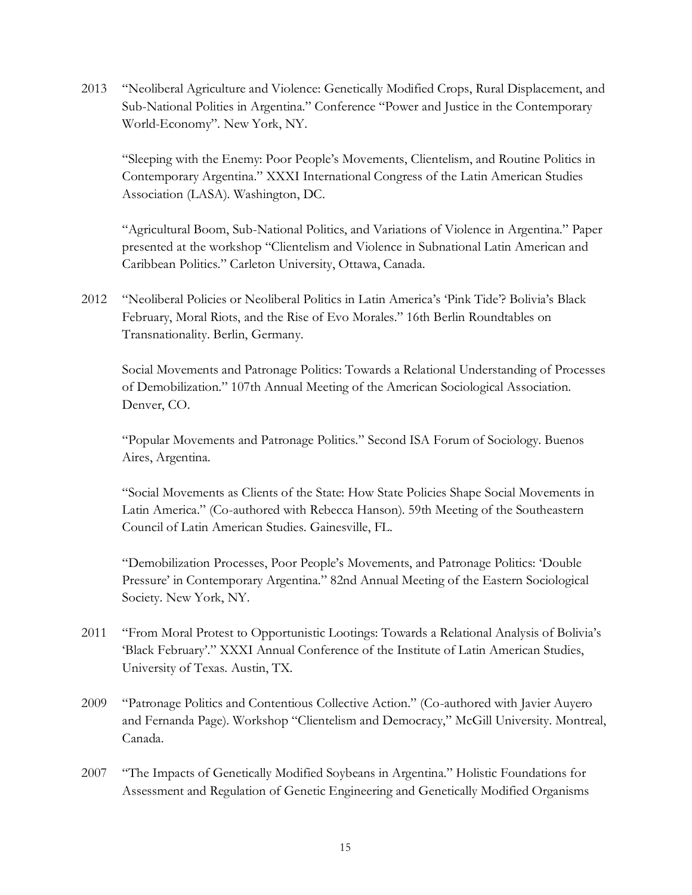2013 "Neoliberal Agriculture and Violence: Genetically Modified Crops, Rural Displacement, and Sub-National Polities in Argentina." Conference "Power and Justice in the Contemporary World-Economy". New York, NY.

"Sleeping with the Enemy: Poor People's Movements, Clientelism, and Routine Politics in Contemporary Argentina." XXXI International Congress of the Latin American Studies Association (LASA). Washington, DC.

"Agricultural Boom, Sub-National Politics, and Variations of Violence in Argentina." Paper presented at the workshop "Clientelism and Violence in Subnational Latin American and Caribbean Politics." Carleton University, Ottawa, Canada.

2012 "Neoliberal Policies or Neoliberal Politics in Latin America's 'Pink Tide'? Bolivia's Black February, Moral Riots, and the Rise of Evo Morales." 16th Berlin Roundtables on Transnationality. Berlin, Germany.

Social Movements and Patronage Politics: Towards a Relational Understanding of Processes of Demobilization." 107th Annual Meeting of the American Sociological Association. Denver, CO.

"Popular Movements and Patronage Politics." Second ISA Forum of Sociology. Buenos Aires, Argentina.

"Social Movements as Clients of the State: How State Policies Shape Social Movements in Latin America." (Co-authored with Rebecca Hanson). 59th Meeting of the Southeastern Council of Latin American Studies. Gainesville, FL.

"Demobilization Processes, Poor People's Movements, and Patronage Politics: 'Double Pressure' in Contemporary Argentina." 82nd Annual Meeting of the Eastern Sociological Society. New York, NY.

2011 "From Moral Protest to Opportunistic Lootings: Towards a Relational Analysis of Bolivia's 'Black February'." XXXI Annual Conference of the Institute of Latin American Studies, University of Texas. Austin, TX.

2009 "Patronage Politics and Contentious Collective Action." (Co-authored with Javier Auyero and Fernanda Page). Workshop "Clientelism and Democracy," McGill University. Montreal, Canada.

2007 "The Impacts of Genetically Modified Soybeans in Argentina." Holistic Foundations for Assessment and Regulation of Genetic Engineering and Genetically Modified Organisms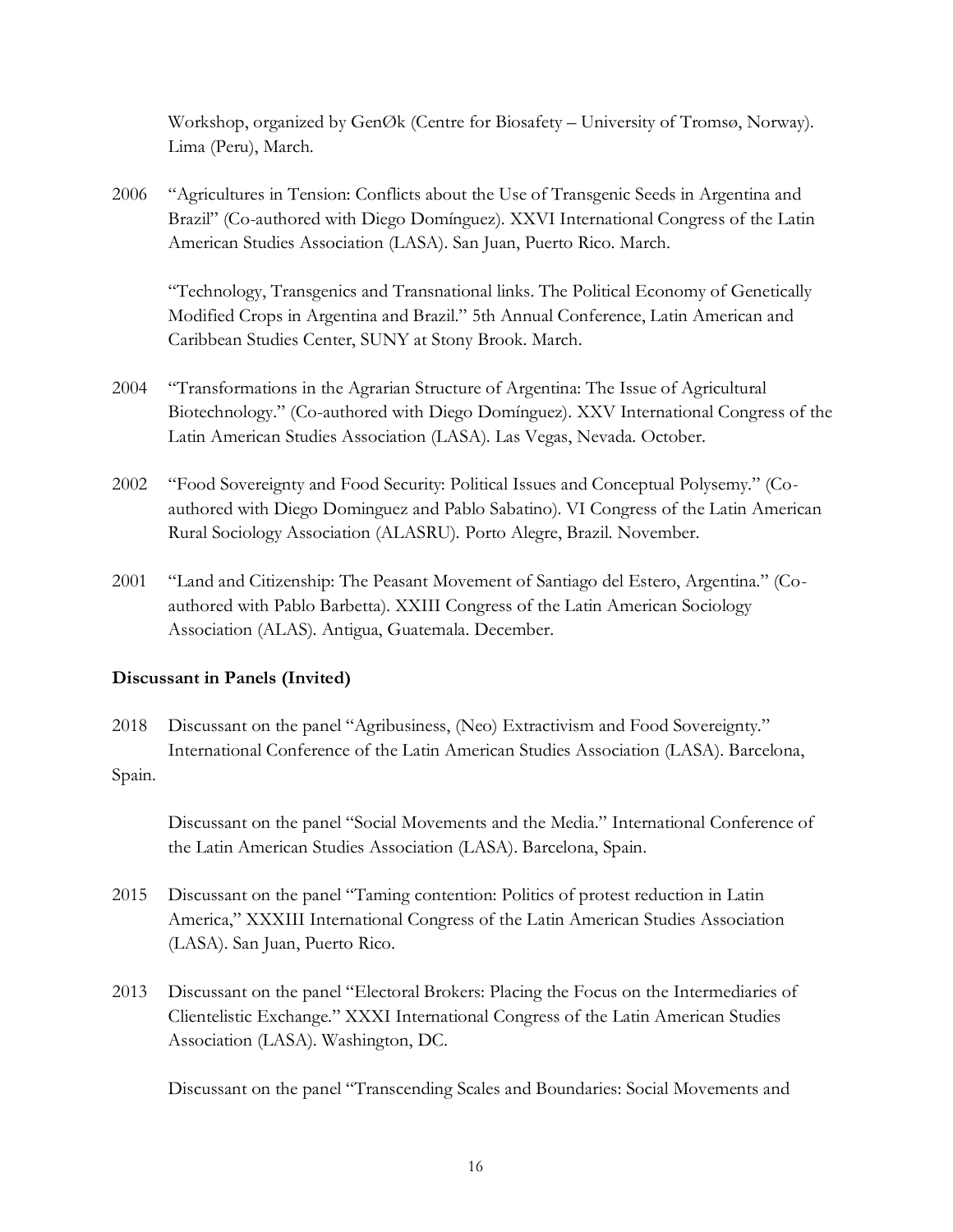Workshop, organized by GenØk (Centre for Biosafety – University of Tromsø, Norway). Lima (Peru), March.

2006 "Agricultures in Tension: Conflicts about the Use of Transgenic Seeds in Argentina and Brazil" (Co-authored with Diego Domínguez). XXVI International Congress of the Latin American Studies Association (LASA). San Juan, Puerto Rico. March.

"Technology, Transgenics and Transnational links. The Political Economy of Genetically Modified Crops in Argentina and Brazil." 5th Annual Conference, Latin American and Caribbean Studies Center, SUNY at Stony Brook. March.

2004 "Transformations in the Agrarian Structure of Argentina: The Issue of Agricultural Biotechnology." (Co-authored with Diego Domínguez). XXV International Congress of the Latin American Studies Association (LASA). Las Vegas, Nevada. October.

2002 "Food Sovereignty and Food Security: Political Issues and Conceptual Polysemy." (Co-authored with Diego Dominguez and Pablo Sabatino). VI Congress of the Latin American Rural Sociology Association (ALASRU). Porto Alegre, Brazil. November.

2001 "Land and Citizenship: The Peasant Movement of Santiago del Estero, Argentina." (Co-authored with Pablo Barbetta). XXIII Congress of the Latin American Sociology Association (ALAS). Antigua, Guatemala. December.

**Discussant in Panels (Invited)**

2018 Discussant on the panel "Agribusiness, (Neo) Extractivism and Food Sovereignty." International Conference of the Latin American Studies Association (LASA). Barcelona, Spain.

Discussant on the panel "Social Movements and the Media." International Conference of the Latin American Studies Association (LASA). Barcelona, Spain.

2015 Discussant on the panel "Taming contention: Politics of protest reduction in Latin America," XXXIII International Congress of the Latin American Studies Association (LASA). San Juan, Puerto Rico.

2013 Discussant on the panel "Electoral Brokers: Placing the Focus on the Intermediaries of Clientelistic Exchange." XXXI International Congress of the Latin American Studies Association (LASA). Washington, DC.

Discussant on the panel "Transcending Scales and Boundaries: Social Movements and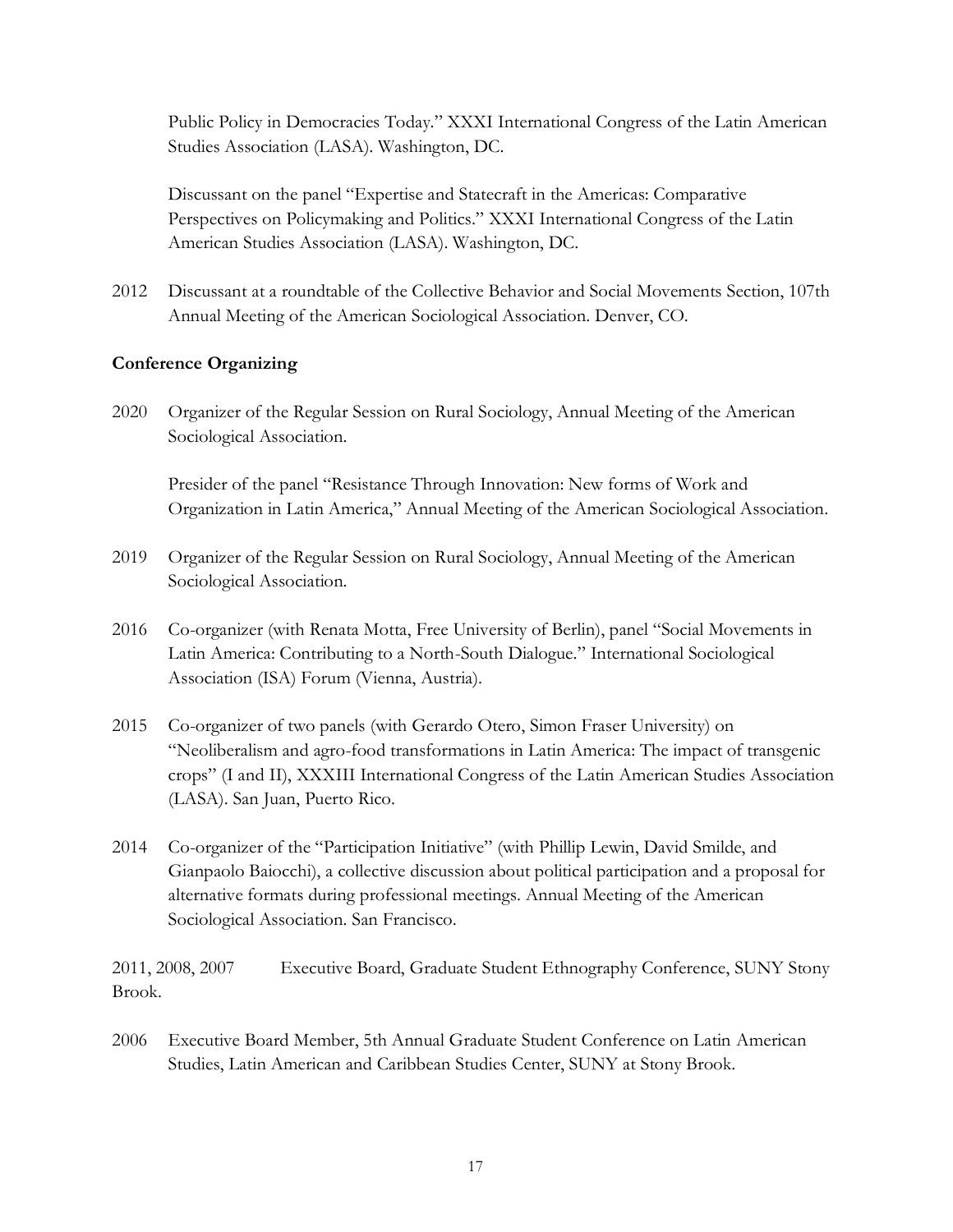Public Policy in Democracies Today." XXXI International Congress of the Latin American Studies Association (LASA). Washington, DC.

Discussant on the panel "Expertise and Statecraft in the Americas: Comparative Perspectives on Policymaking and Politics." XXXI International Congress of the Latin American Studies Association (LASA). Washington, DC.

2012 Discussant at a roundtable of the Collective Behavior and Social Movements Section, 107th Annual Meeting of the American Sociological Association. Denver, CO.

**Conference Organizing**

2020 Organizer of the Regular Session on Rural Sociology, Annual Meeting of the American Sociological Association.

Presider of the panel "Resistance Through Innovation: New forms of Work and Organization in Latin America," Annual Meeting of the American Sociological Association.

2019 Organizer of the Regular Session on Rural Sociology, Annual Meeting of the American Sociological Association.

2016 Co-organizer (with Renata Motta, Free University of Berlin), panel "Social Movements in Latin America: Contributing to a North-South Dialogue." International Sociological Association (ISA) Forum (Vienna, Austria).

2015 Co-organizer of two panels (with Gerardo Otero, Simon Fraser University) on "Neoliberalism and agro-food transformations in Latin America: The impact of transgenic crops" (I and II), XXXIII International Congress of the Latin American Studies Association (LASA). San Juan, Puerto Rico.

2014 Co-organizer of the "Participation Initiative" (with Phillip Lewin, David Smilde, and Gianpaolo Baiocchi), a collective discussion about political participation and a proposal for alternative formats during professional meetings. Annual Meeting of the American Sociological Association. San Francisco.

2011, 2008, 2007 Executive Board, Graduate Student Ethnography Conference, SUNY Stony Brook.

2006 Executive Board Member, 5th Annual Graduate Student Conference on Latin American Studies, Latin American and Caribbean Studies Center, SUNY at Stony Brook.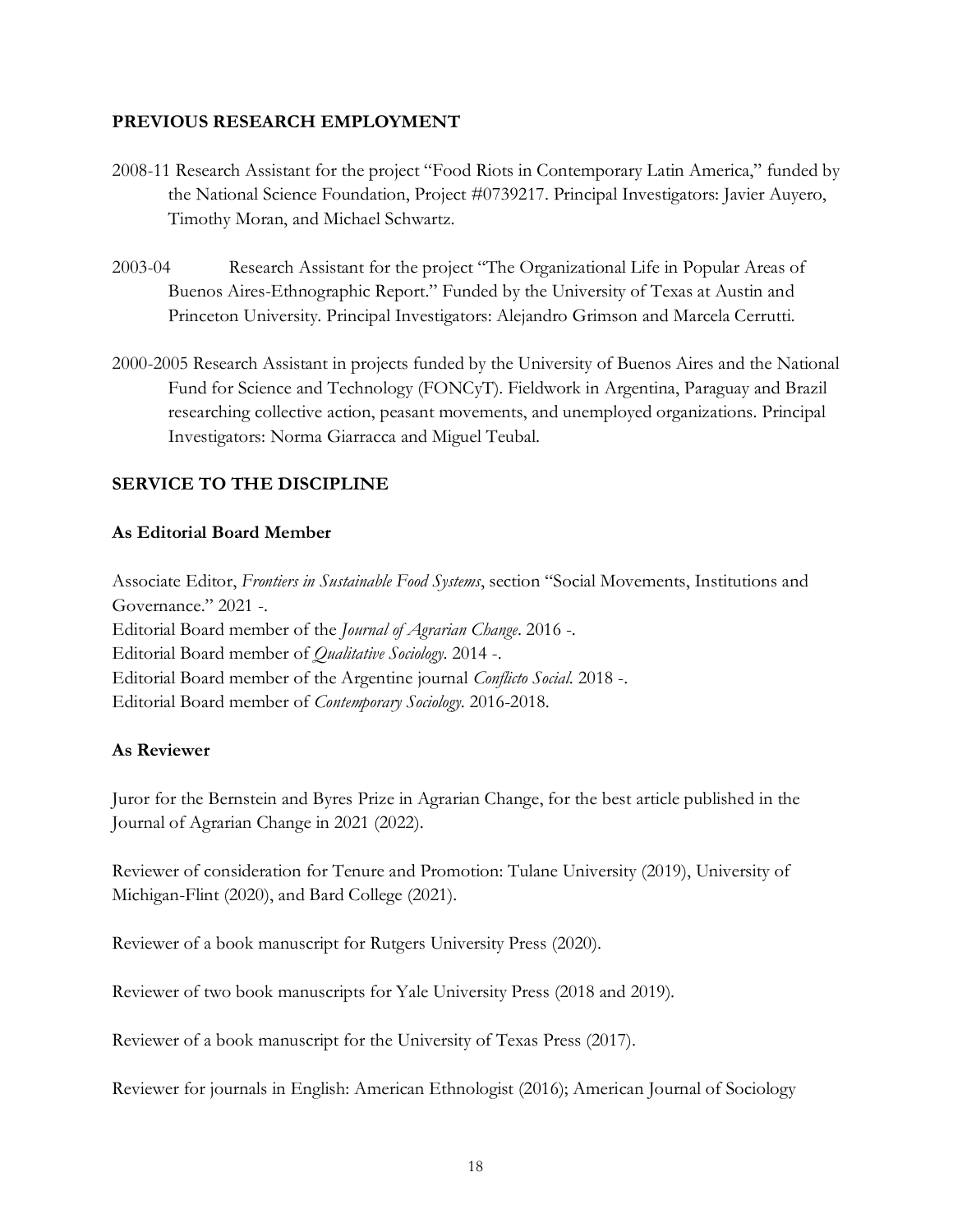## PREVIOUS RESEARCH EMPLOYMENT

2008-11 Research Assistant for the project "Food Riots in Contemporary Latin America," funded by the National Science Foundation, Project #0739217. Principal Investigators: Javier Auyero, Timothy Moran, and Michael Schwartz.

2003-04 Research Assistant for the project "The Organizational Life in Popular Areas of Buenos Aires-Ethnographic Report." Funded by the University of Texas at Austin and Princeton University. Principal Investigators: Alejandro Grimson and Marcela Cerrutti.

2000-2005 Research Assistant in projects funded by the University of Buenos Aires and the National Fund for Science and Technology (FONCyT). Fieldwork in Argentina, Paraguay and Brazil researching collective action, peasant movements, and unemployed organizations. Principal Investigators: Norma Giarracca and Miguel Teubal.

## SERVICE TO THE DISCIPLINE

### As Editorial Board Member

Associate Editor, *Frontiers in Sustainable Food Systems*, section "Social Movements, Institutions and Governance." 2021 -.
Editorial Board member of the *Journal of Agrarian Change*. 2016 -.
Editorial Board member of *Qualitative Sociology*. 2014 -.
Editorial Board member of the Argentine journal *Conflicto Social*. 2018 -.
Editorial Board member of *Contemporary Sociology*. 2016-2018.

### As Reviewer

Juror for the Bernstein and Byres Prize in Agrarian Change, for the best article published in the Journal of Agrarian Change in 2021 (2022).

Reviewer of consideration for Tenure and Promotion: Tulane University (2019), University of Michigan-Flint (2020), and Bard College (2021).

Reviewer of a book manuscript for Rutgers University Press (2020).

Reviewer of two book manuscripts for Yale University Press (2018 and 2019).

Reviewer of a book manuscript for the University of Texas Press (2017).

Reviewer for journals in English: American Ethnologist (2016); American Journal of Sociology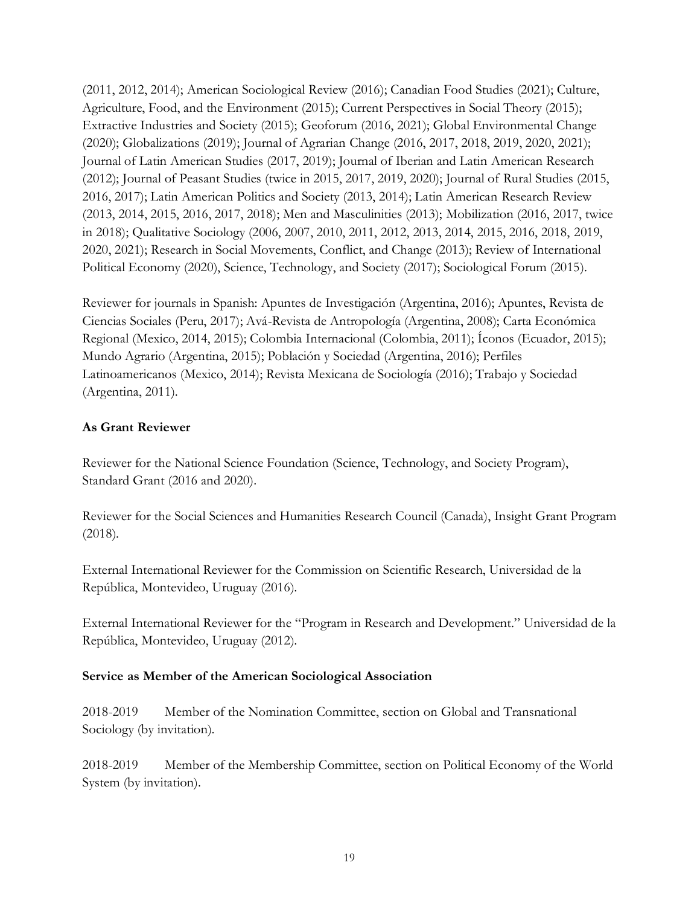(2011, 2012, 2014); American Sociological Review (2016); Canadian Food Studies (2021); Culture, Agriculture, Food, and the Environment (2015); Current Perspectives in Social Theory (2015); Extractive Industries and Society (2015); Geoforum (2016, 2021); Global Environmental Change (2020); Globalizations (2019); Journal of Agrarian Change (2016, 2017, 2018, 2019, 2020, 2021); Journal of Latin American Studies (2017, 2019); Journal of Iberian and Latin American Research (2012); Journal of Peasant Studies (twice in 2015, 2017, 2019, 2020); Journal of Rural Studies (2015, 2016, 2017); Latin American Politics and Society (2013, 2014); Latin American Research Review (2013, 2014, 2015, 2016, 2017, 2018); Men and Masculinities (2013); Mobilization (2016, 2017, twice in 2018); Qualitative Sociology (2006, 2007, 2010, 2011, 2012, 2013, 2014, 2015, 2016, 2018, 2019, 2020, 2021); Research in Social Movements, Conflict, and Change (2013); Review of International Political Economy (2020), Science, Technology, and Society (2017); Sociological Forum (2015).

Reviewer for journals in Spanish: Apuntes de Investigación (Argentina, 2016); Apuntes, Revista de Ciencias Sociales (Peru, 2017); Avá-Revista de Antropología (Argentina, 2008); Carta Económica Regional (Mexico, 2014, 2015); Colombia Internacional (Colombia, 2011); Íconos (Ecuador, 2015); Mundo Agrario (Argentina, 2015); Población y Sociedad (Argentina, 2016); Perfiles Latinoamericanos (Mexico, 2014); Revista Mexicana de Sociología (2016); Trabajo y Sociedad (Argentina, 2011).

**As Grant Reviewer**

Reviewer for the National Science Foundation (Science, Technology, and Society Program), Standard Grant (2016 and 2020).

Reviewer for the Social Sciences and Humanities Research Council (Canada), Insight Grant Program (2018).

External International Reviewer for the Commission on Scientific Research, Universidad de la República, Montevideo, Uruguay (2016).

External International Reviewer for the "Program in Research and Development." Universidad de la República, Montevideo, Uruguay (2012).

**Service as Member of the American Sociological Association**

2018-2019 Member of the Nomination Committee, section on Global and Transnational Sociology (by invitation).

2018-2019 Member of the Membership Committee, section on Political Economy of the World System (by invitation).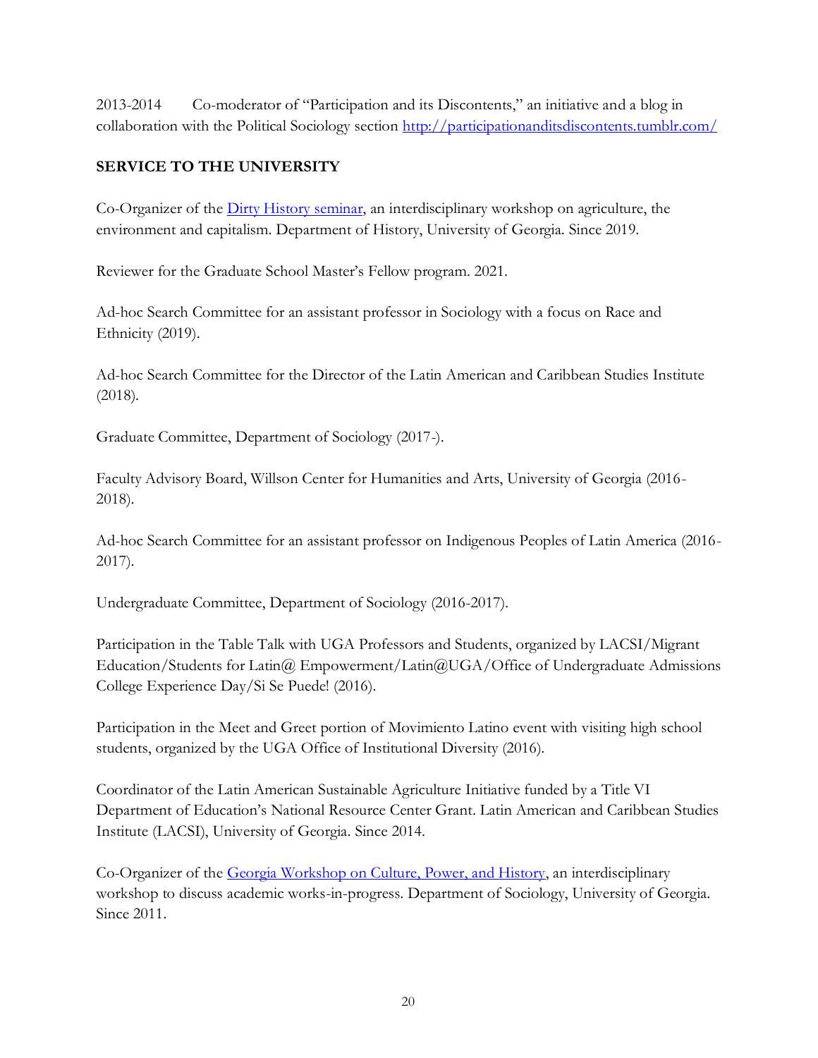2013-2014 Co-moderator of “Participation and its Discontents,” an initiative and a blog in collaboration with the Political Sociology section [http://participationanditsdiscontents.tumblr.com/](http://participationanditsdiscontents.tumblr.com/)

## SERVICE TO THE UNIVERSITY

Co-Organizer of the [Dirty History seminar](), an interdisciplinary workshop on agriculture, the environment and capitalism. Department of History, University of Georgia. Since 2019.

Reviewer for the Graduate School Master’s Fellow program. 2021.

Ad-hoc Search Committee for an assistant professor in Sociology with a focus on Race and Ethnicity (2019).

Ad-hoc Search Committee for the Director of the Latin American and Caribbean Studies Institute (2018).

Graduate Committee, Department of Sociology (2017-).

Faculty Advisory Board, Willson Center for Humanities and Arts, University of Georgia (2016-2018).

Ad-hoc Search Committee for an assistant professor on Indigenous Peoples of Latin America (2016-2017).

Undergraduate Committee, Department of Sociology (2016-2017).

Participation in the Table Talk with UGA Professors and Students, organized by LACSI/Migrant Education/Students for Latin@ Empowerment/Latin@UGA/Office of Undergraduate Admissions College Experience Day/Si Se Puede! (2016).

Participation in the Meet and Greet portion of Movimiento Latino event with visiting high school students, organized by the UGA Office of Institutional Diversity (2016).

Coordinator of the Latin American Sustainable Agriculture Initiative funded by a Title VI Department of Education’s National Resource Center Grant. Latin American and Caribbean Studies Institute (LACSI), University of Georgia. Since 2014.

Co-Organizer of the [Georgia Workshop on Culture, Power, and History](), an interdisciplinary workshop to discuss academic works-in-progress. Department of Sociology, University of Georgia. Since 2011.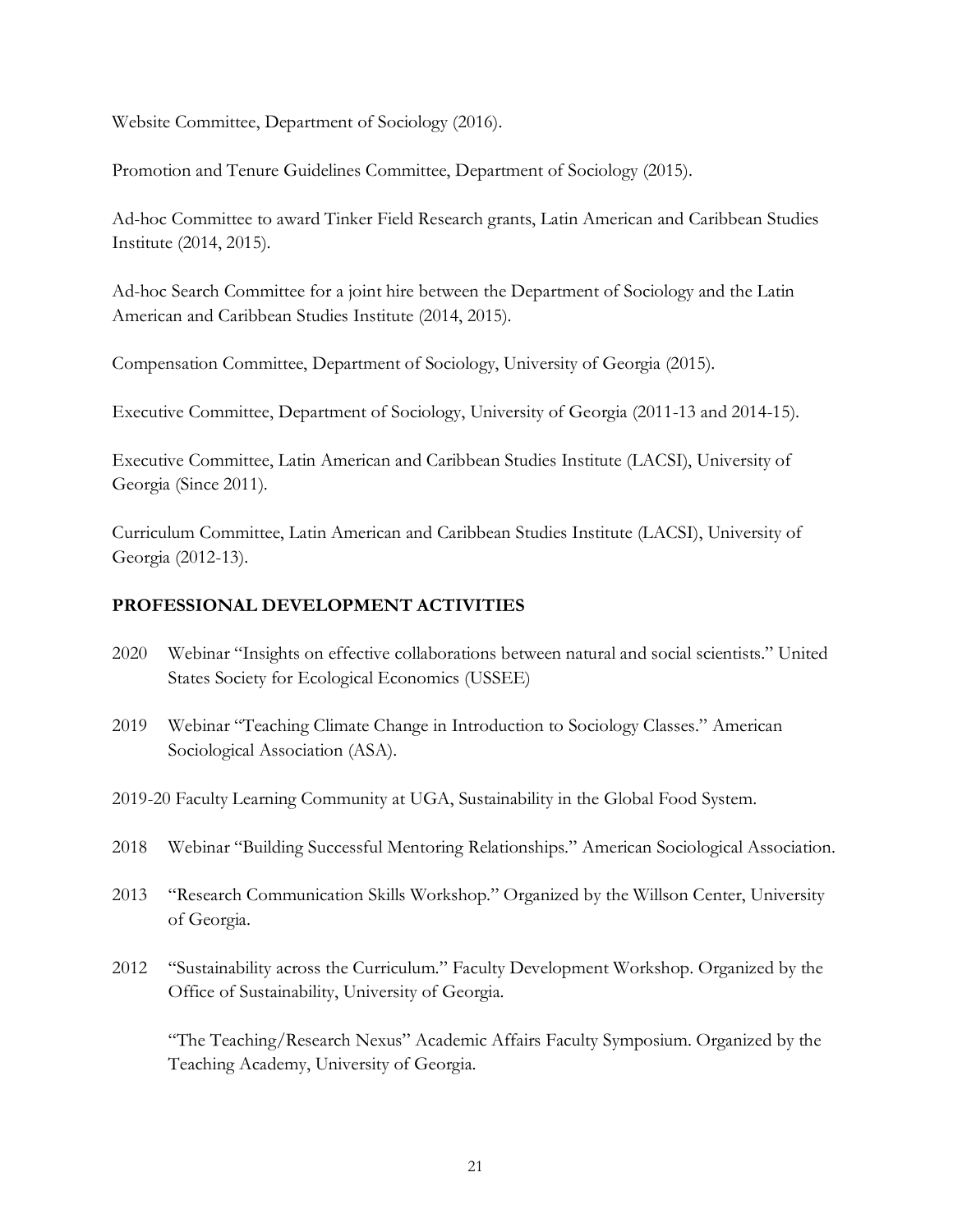Website Committee, Department of Sociology (2016).

Promotion and Tenure Guidelines Committee, Department of Sociology (2015).

Ad-hoc Committee to award Tinker Field Research grants, Latin American and Caribbean Studies Institute (2014, 2015).

Ad-hoc Search Committee for a joint hire between the Department of Sociology and the Latin American and Caribbean Studies Institute (2014, 2015).

Compensation Committee, Department of Sociology, University of Georgia (2015).

Executive Committee, Department of Sociology, University of Georgia (2011-13 and 2014-15).

Executive Committee, Latin American and Caribbean Studies Institute (LACSI), University of Georgia (Since 2011).

Curriculum Committee, Latin American and Caribbean Studies Institute (LACSI), University of Georgia (2012-13).

## PROFESSIONAL DEVELOPMENT ACTIVITIES

2020 Webinar "Insights on effective collaborations between natural and social scientists." United States Society for Ecological Economics (USSEE)

2019 Webinar "Teaching Climate Change in Introduction to Sociology Classes." American Sociological Association (ASA).

2019-20 Faculty Learning Community at UGA, Sustainability in the Global Food System.

2018 Webinar "Building Successful Mentoring Relationships." American Sociological Association.

2013 "Research Communication Skills Workshop." Organized by the Willson Center, University of Georgia.

2012 "Sustainability across the Curriculum." Faculty Development Workshop. Organized by the Office of Sustainability, University of Georgia.

"The Teaching/Research Nexus" Academic Affairs Faculty Symposium. Organized by the Teaching Academy, University of Georgia.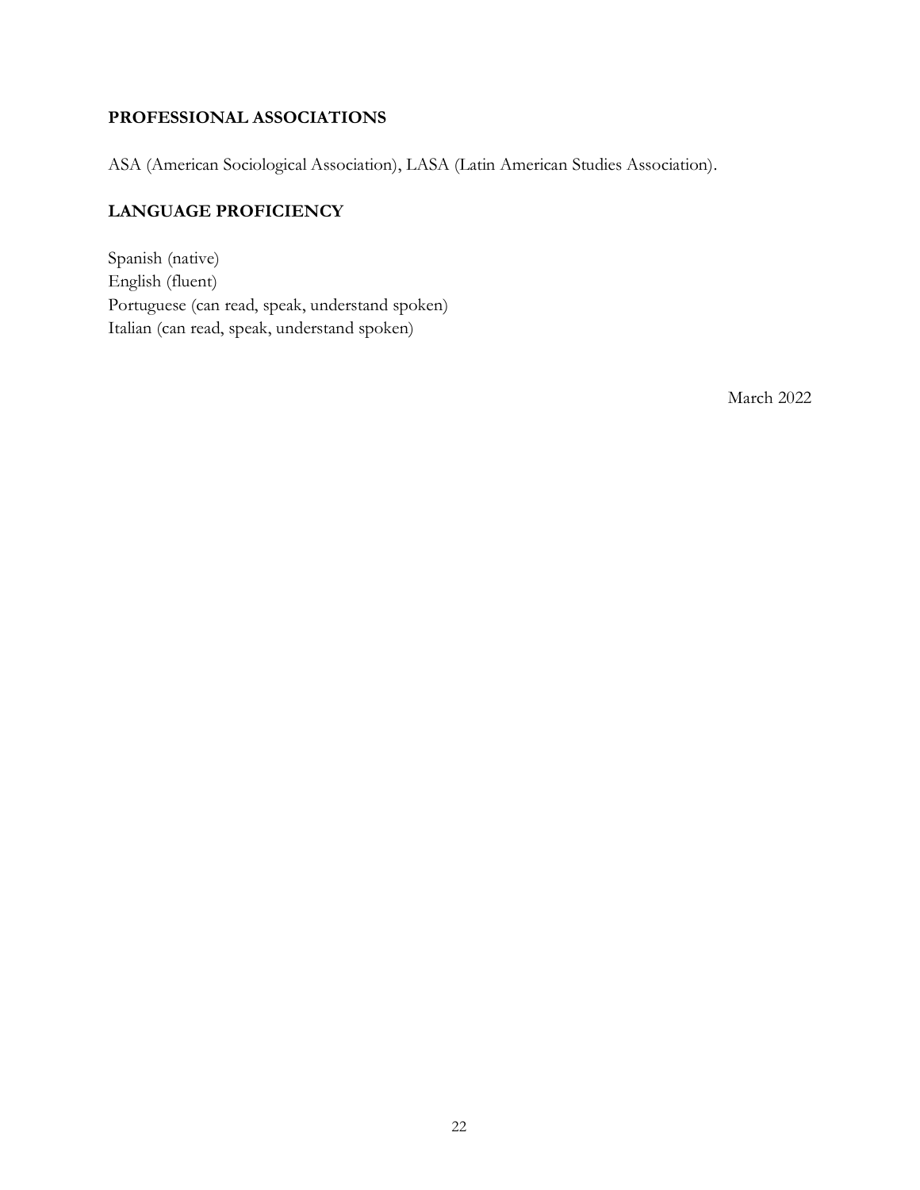## PROFESSIONAL ASSOCIATIONS

ASA (American Sociological Association), LASA (Latin American Studies Association).

## LANGUAGE PROFICIENCY

Spanish (native)
English (fluent)
Portuguese (can read, speak, understand spoken)
Italian (can read, speak, understand spoken)

March 2022